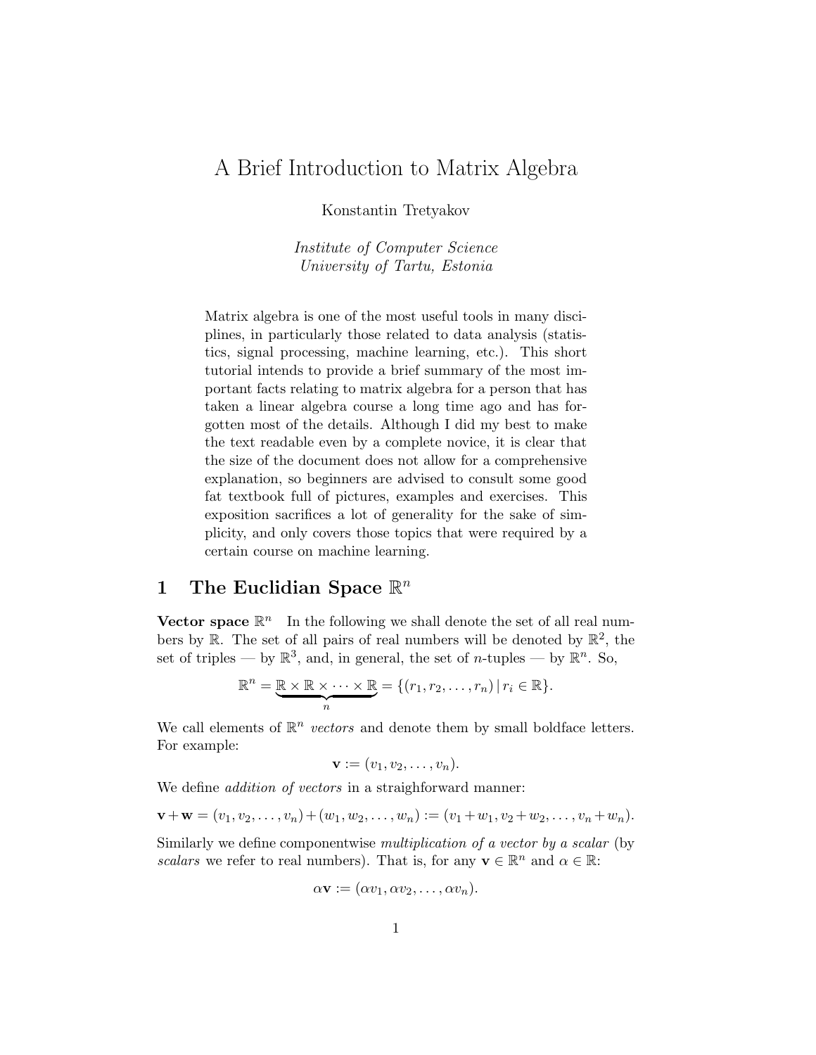# A Brief Introduction to Matrix Algebra

Konstantin Tretyakov

*Institute of Computer Science*
*University of Tartu, Estonia*

Matrix algebra is one of the most useful tools in many disciplines, in particularly those related to data analysis (statistics, signal processing, machine learning, etc.). This short tutorial intends to provide a brief summary of the most important facts relating to matrix algebra for a person that has taken a linear algebra course a long time ago and has forgotten most of the details. Although I did my best to make the text readable even by a complete novice, it is clear that the size of the document does not allow for a comprehensive explanation, so beginners are advised to consult some good fat textbook full of pictures, examples and exercises. This exposition sacrifices a lot of generality for the sake of simplicity, and only covers those topics that were required by a certain course on machine learning.

## 1 The Euclidian Space $\mathbb{R}^n$

**Vector space $\mathbb{R}^n$** In the following we shall denote the set of all real numbers by $\mathbb{R}$. The set of all pairs of real numbers will be denoted by $\mathbb{R}^2$, the set of triples — by $\mathbb{R}^3$, and, in general, the set of $n$-tuples — by $\mathbb{R}^n$. So,

$$\mathbb{R}^n = \underbrace{\mathbb{R} \times \mathbb{R} \times \cdots \times \mathbb{R}}_{n} = \{(r_1, r_2, \ldots, r_n) \,|\, r_i \in \mathbb{R}\}.$$

We call elements of $\mathbb{R}^n$ *vectors* and denote them by small boldface letters. For example:

$$\mathbf{v} := (v_1, v_2, \ldots, v_n).$$

We define *addition of vectors* in a straighforward manner:

$$\mathbf{v} + \mathbf{w} = (v_1, v_2, \ldots, v_n) + (w_1, w_2, \ldots, w_n) := (v_1 + w_1, v_2 + w_2, \ldots, v_n + w_n).$$

Similarly we define componentwise *multiplication of a vector by a scalar* (by *scalars* we refer to real numbers). That is, for any $\mathbf{v} \in \mathbb{R}^n$ and $\alpha \in \mathbb{R}$:

$$\alpha\mathbf{v} := (\alpha v_1, \alpha v_2, \ldots, \alpha v_n).$$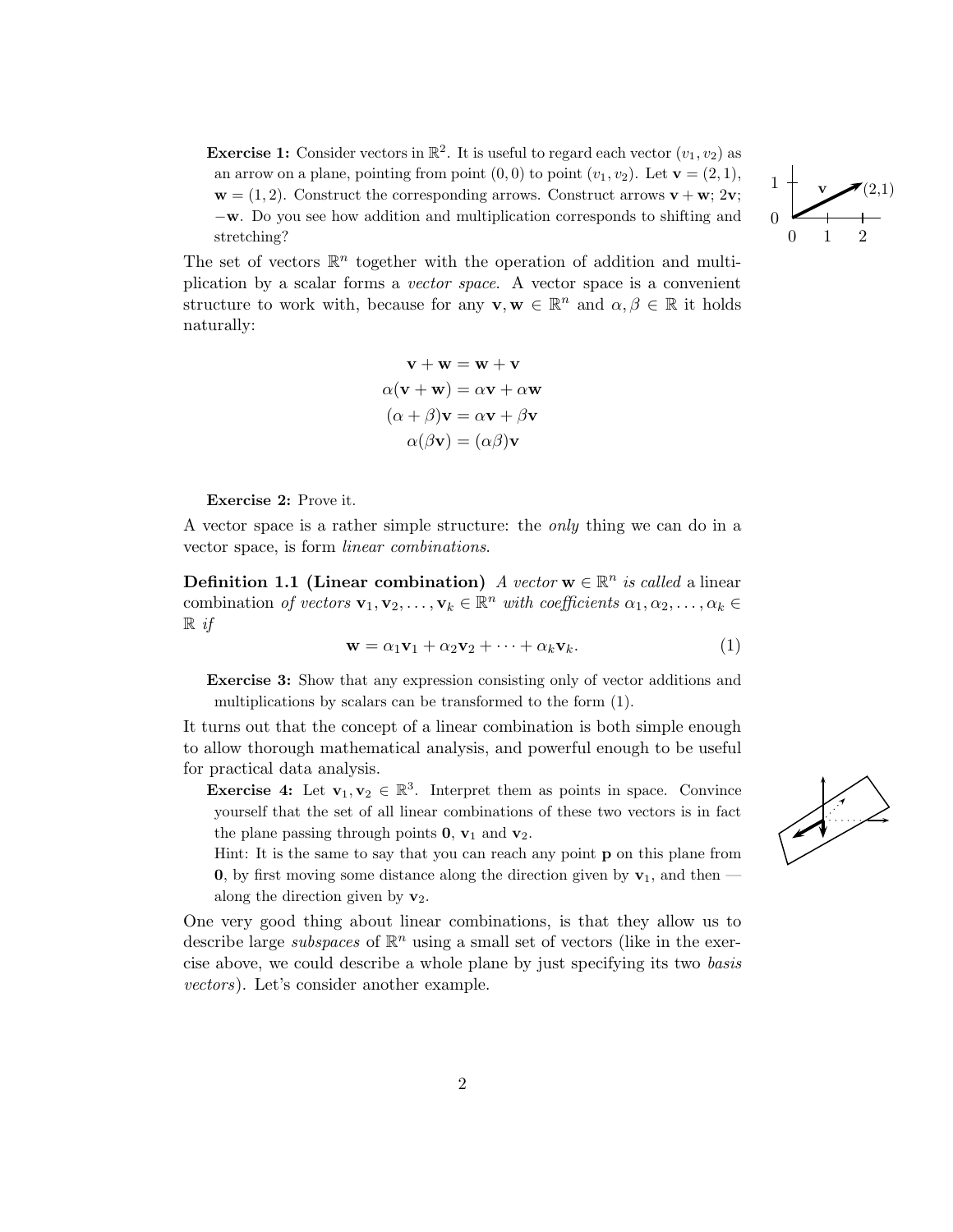**Exercise 1:** Consider vectors in $\mathbb{R}^2$. It is useful to regard each vector $(v_1, v_2)$ as an arrow on a plane, pointing from point $(0, 0)$ to point $(v_1, v_2)$. Let $\mathbf{v} = (2, 1)$, $\mathbf{w} = (1, 2)$. Construct the corresponding arrows. Construct arrows $\mathbf{v} + \mathbf{w}$; $2\mathbf{v}$; $-\mathbf{w}$. Do you see how addition and multiplication corresponds to shifting and stretching?

The set of vectors $\mathbb{R}^n$ together with the operation of addition and multiplication by a scalar forms a *vector space*. A vector space is a convenient structure to work with, because for any $\mathbf{v}, \mathbf{w} \in \mathbb{R}^n$ and $\alpha, \beta \in \mathbb{R}$ it holds naturally:

$$\mathbf{v} + \mathbf{w} = \mathbf{w} + \mathbf{v}$$
$$\alpha(\mathbf{v} + \mathbf{w}) = \alpha\mathbf{v} + \alpha\mathbf{w}$$
$$(\alpha + \beta)\mathbf{v} = \alpha\mathbf{v} + \beta\mathbf{v}$$
$$\alpha(\beta\mathbf{v}) = (\alpha\beta)\mathbf{v}$$

**Exercise 2:** Prove it.

A vector space is a rather simple structure: the *only* thing we can do in a vector space, is form *linear combinations*.

**Definition 1.1 (Linear combination)** *A vector* $\mathbf{w} \in \mathbb{R}^n$ *is called* a linear combination *of vectors* $\mathbf{v}_1, \mathbf{v}_2, \dots, \mathbf{v}_k \in \mathbb{R}^n$ *with coefficients* $\alpha_1, \alpha_2, \dots, \alpha_k \in \mathbb{R}$ *if*

$$\mathbf{w} = \alpha_1\mathbf{v}_1 + \alpha_2\mathbf{v}_2 + \cdots + \alpha_k\mathbf{v}_k. \tag{1}$$

**Exercise 3:** Show that any expression consisting only of vector additions and multiplications by scalars can be transformed to the form (1).

It turns out that the concept of a linear combination is both simple enough to allow thorough mathematical analysis, and powerful enough to be useful for practical data analysis.

**Exercise 4:** Let $\mathbf{v}_1, \mathbf{v}_2 \in \mathbb{R}^3$. Interpret them as points in space. Convince yourself that the set of all linear combinations of these two vectors is in fact the plane passing through points $\mathbf{0}$, $\mathbf{v}_1$ and $\mathbf{v}_2$.
Hint: It is the same to say that you can reach any point $\mathbf{p}$ on this plane from $\mathbf{0}$, by first moving some distance along the direction given by $\mathbf{v}_1$, and then — along the direction given by $\mathbf{v}_2$.

One very good thing about linear combinations, is that they allow us to describe large *subspaces* of $\mathbb{R}^n$ using a small set of vectors (like in the exercise above, we could describe a whole plane by just specifying its two *basis vectors*). Let's consider another example.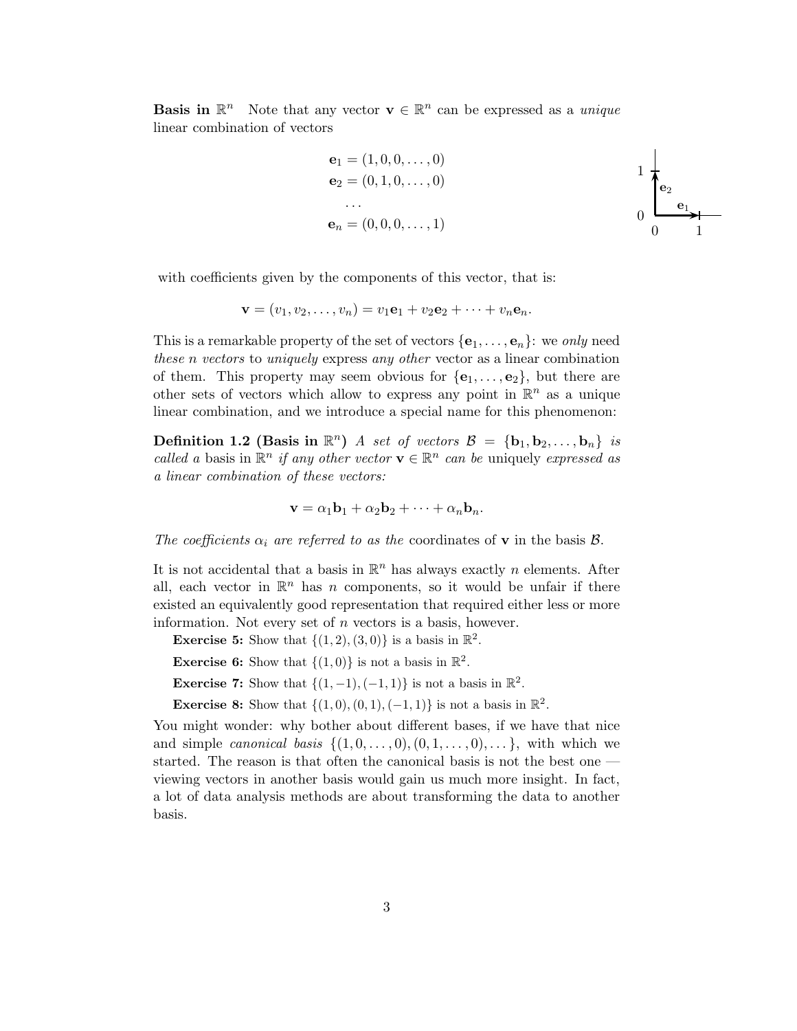**Basis in $\mathbb{R}^n$** Note that any vector $\mathbf{v} \in \mathbb{R}^n$ can be expressed as a *unique* linear combination of vectors

$$
\begin{aligned}
\mathbf{e}_1 &= (1, 0, 0, \dots, 0) \\
\mathbf{e}_2 &= (0, 1, 0, \dots, 0) \\
&\dots \\
\mathbf{e}_n &= (0, 0, 0, \dots, 1)
\end{aligned}
$$

with coefficients given by the components of this vector, that is:

$$\mathbf{v} = (v_1, v_2, \dots, v_n) = v_1\mathbf{e}_1 + v_2\mathbf{e}_2 + \dots + v_n\mathbf{e}_n.$$

This is a remarkable property of the set of vectors $\{\mathbf{e}_1, \dots, \mathbf{e}_n\}$: we *only* need *these $n$ vectors* to *uniquely* express *any other* vector as a linear combination of them. This property may seem obvious for $\{\mathbf{e}_1, \dots, \mathbf{e}_2\}$, but there are other sets of vectors which allow to express any point in $\mathbb{R}^n$ as a unique linear combination, and we introduce a special name for this phenomenon:

**Definition 1.2 (Basis in $\mathbb{R}^n$)** *A set of vectors $\mathcal{B} = \{\mathbf{b}_1, \mathbf{b}_2, \dots, \mathbf{b}_n\}$ is called a* basis in $\mathbb{R}^n$ *if any other vector $\mathbf{v} \in \mathbb{R}^n$ can be* uniquely *expressed as a linear combination of these vectors:*

$$\mathbf{v} = \alpha_1\mathbf{b}_1 + \alpha_2\mathbf{b}_2 + \dots + \alpha_n\mathbf{b}_n.$$

*The coefficients $\alpha_i$ are referred to as the* coordinates of $\mathbf{v}$ in the basis $\mathcal{B}$.

It is not accidental that a basis in $\mathbb{R}^n$ has always exactly $n$ elements. After all, each vector in $\mathbb{R}^n$ has $n$ components, so it would be unfair if there existed an equivalently good representation that required either less or more information. Not every set of $n$ vectors is a basis, however.

**Exercise 5:** Show that $\{(1, 2), (3, 0)\}$ is a basis in $\mathbb{R}^2$.

**Exercise 6:** Show that $\{(1, 0)\}$ is not a basis in $\mathbb{R}^2$.

**Exercise 7:** Show that $\{(1, -1), (-1, 1)\}$ is not a basis in $\mathbb{R}^2$.

**Exercise 8:** Show that $\{(1, 0), (0, 1), (-1, 1)\}$ is not a basis in $\mathbb{R}^2$.

You might wonder: why bother about different bases, if we have that nice and simple *canonical basis* $\{(1, 0, \dots, 0), (0, 1, \dots, 0), \dots\}$, with which we started. The reason is that often the canonical basis is not the best one — viewing vectors in another basis would gain us much more insight. In fact, a lot of data analysis methods are about transforming the data to another basis.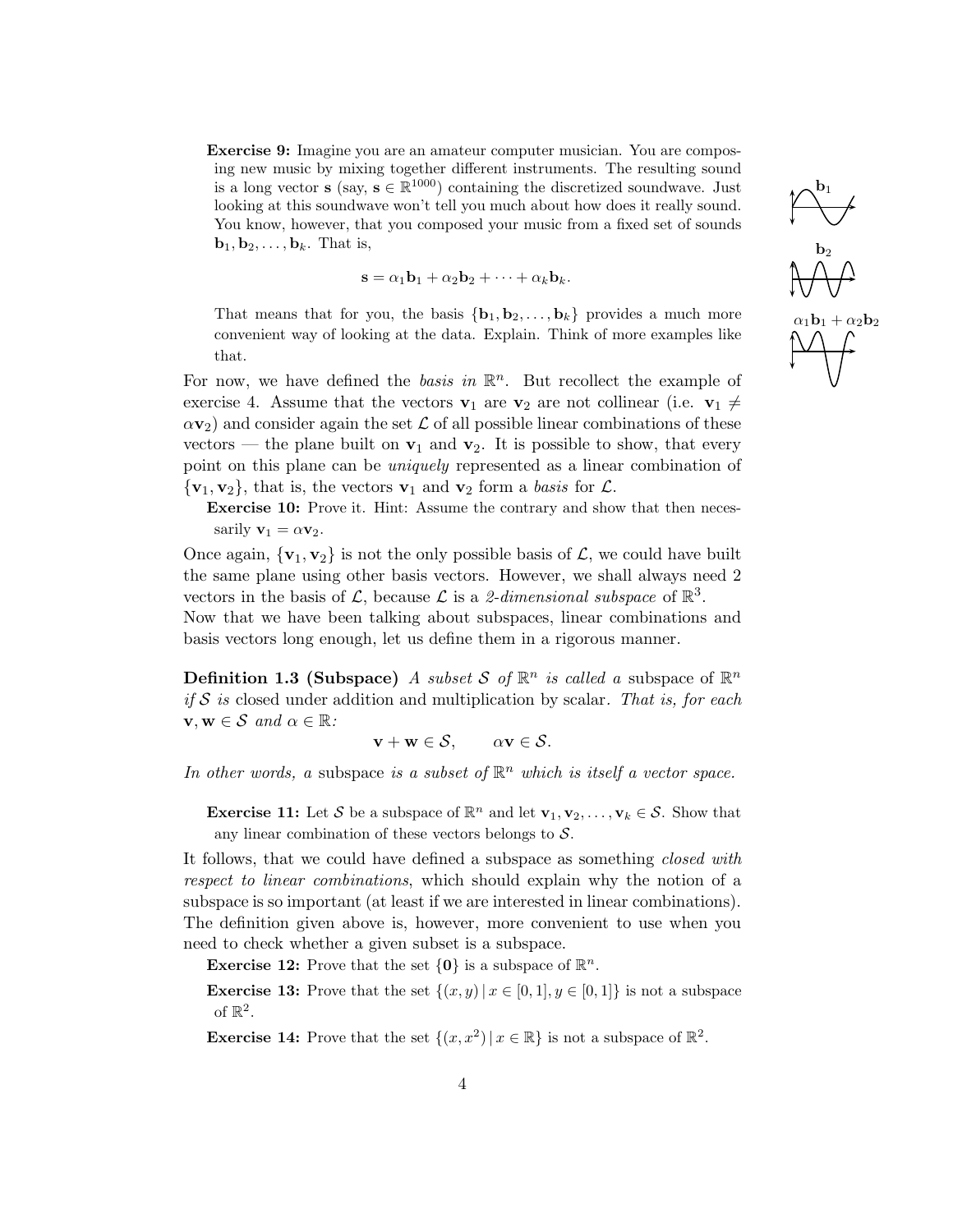**Exercise 9:** Imagine you are an amateur computer musician. You are composing new music by mixing together different instruments. The resulting sound is a long vector $\mathbf{s}$ (say, $\mathbf{s} \in \mathbb{R}^{1000}$) containing the discretized soundwave. Just looking at this soundwave won't tell you much about how does it really sound. You know, however, that you composed your music from a fixed set of sounds $\mathbf{b}_1, \mathbf{b}_2, \ldots, \mathbf{b}_k$. That is,

$$\mathbf{s} = \alpha_1 \mathbf{b}_1 + \alpha_2 \mathbf{b}_2 + \cdots + \alpha_k \mathbf{b}_k.$$

That means that for you, the basis $\{\mathbf{b}_1, \mathbf{b}_2, \ldots, \mathbf{b}_k\}$ provides a much more convenient way of looking at the data. Explain. Think of more examples like that.

$\mathbf{b}_1$

$\mathbf{b}_2$

$\alpha_1 \mathbf{b}_1 + \alpha_2 \mathbf{b}_2$

For now, we have defined the *basis in* $\mathbb{R}^n$. But recollect the example of exercise 4. Assume that the vectors $\mathbf{v}_1$ are $\mathbf{v}_2$ are not collinear (i.e. $\mathbf{v}_1 \neq \alpha \mathbf{v}_2$) and consider again the set $\mathcal{L}$ of all possible linear combinations of these vectors — the plane built on $\mathbf{v}_1$ and $\mathbf{v}_2$. It is possible to show, that every point on this plane can be *uniquely* represented as a linear combination of $\{\mathbf{v}_1, \mathbf{v}_2\}$, that is, the vectors $\mathbf{v}_1$ and $\mathbf{v}_2$ form a *basis* for $\mathcal{L}$.

**Exercise 10:** Prove it. Hint: Assume the contrary and show that then necessarily $\mathbf{v}_1 = \alpha \mathbf{v}_2$.

Once again, $\{\mathbf{v}_1, \mathbf{v}_2\}$ is not the only possible basis of $\mathcal{L}$, we could have built the same plane using other basis vectors. However, we shall always need 2 vectors in the basis of $\mathcal{L}$, because $\mathcal{L}$ is a *2-dimensional subspace* of $\mathbb{R}^3$.

Now that we have been talking about subspaces, linear combinations and basis vectors long enough, let us define them in a rigorous manner.

**Definition 1.3 (Subspace)** *A subset $\mathcal{S}$ of $\mathbb{R}^n$ is called a* subspace of $\mathbb{R}^n$ *if $\mathcal{S}$ is* closed under addition and multiplication by scalar. *That is, for each $\mathbf{v}, \mathbf{w} \in \mathcal{S}$ and $\alpha \in \mathbb{R}$:*

$$\mathbf{v} + \mathbf{w} \in \mathcal{S}, \qquad \alpha \mathbf{v} \in \mathcal{S}.$$

*In other words, a* subspace *is a subset of $\mathbb{R}^n$ which is itself a vector space.*

**Exercise 11:** Let $\mathcal{S}$ be a subspace of $\mathbb{R}^n$ and let $\mathbf{v}_1, \mathbf{v}_2, \ldots, \mathbf{v}_k \in \mathcal{S}$. Show that any linear combination of these vectors belongs to $\mathcal{S}$.

It follows, that we could have defined a subspace as something *closed with respect to linear combinations*, which should explain why the notion of a subspace is so important (at least if we are interested in linear combinations). The definition given above is, however, more convenient to use when you need to check whether a given subset is a subspace.

**Exercise 12:** Prove that the set $\{\mathbf{0}\}$ is a subspace of $\mathbb{R}^n$.

**Exercise 13:** Prove that the set $\{(x, y) \,|\, x \in [0, 1], y \in [0, 1]\}$ is not a subspace of $\mathbb{R}^2$.

**Exercise 14:** Prove that the set $\{(x, x^2) \,|\, x \in \mathbb{R}\}$ is not a subspace of $\mathbb{R}^2$.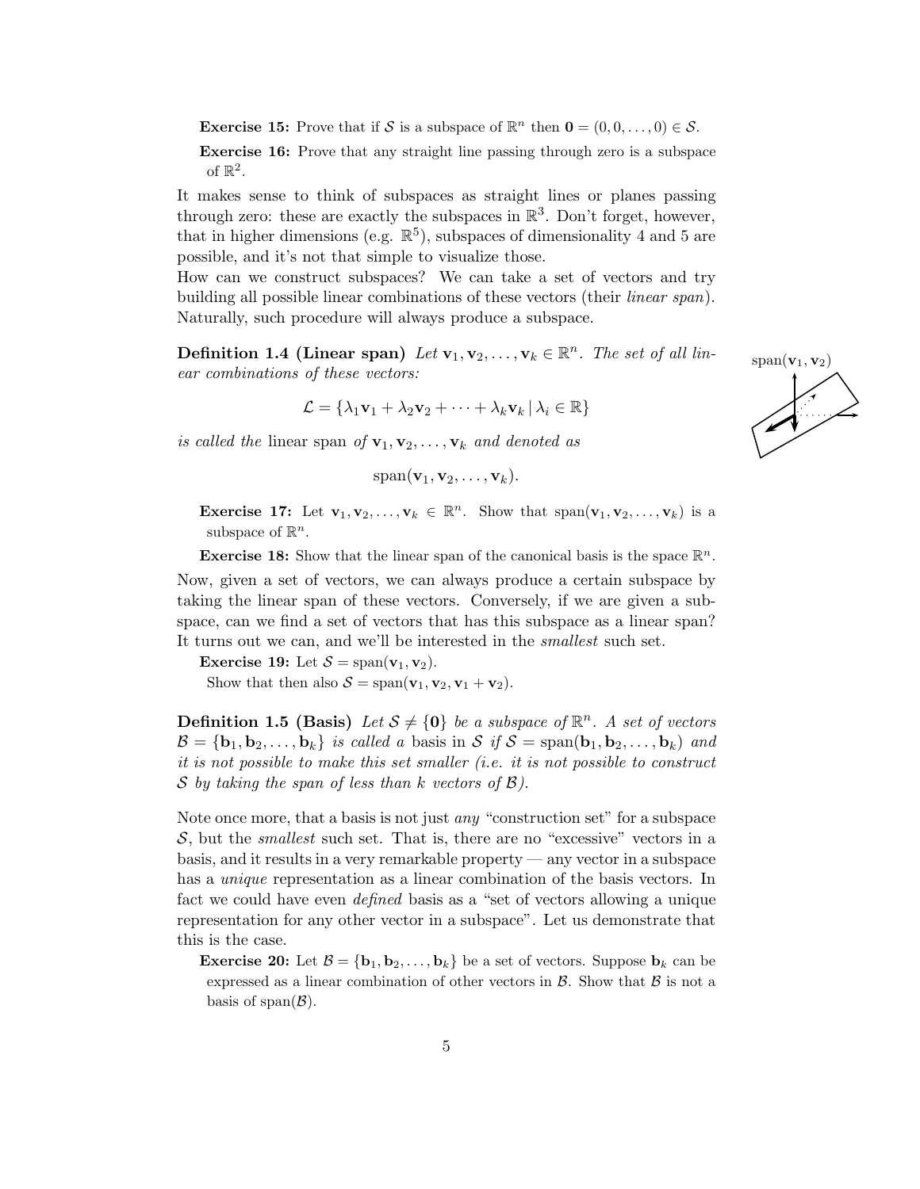**Exercise 15:** Prove that if $\mathcal{S}$ is a subspace of $\mathbb{R}^n$ then $\mathbf{0} = (0, 0, \dots, 0) \in \mathcal{S}$.

**Exercise 16:** Prove that any straight line passing through zero is a subspace of $\mathbb{R}^2$.

It makes sense to think of subspaces as straight lines or planes passing through zero: these are exactly the subspaces in $\mathbb{R}^3$. Don't forget, however, that in higher dimensions (e.g. $\mathbb{R}^5$), subspaces of dimensionality 4 and 5 are possible, and it's not that simple to visualize those.

How can we construct subspaces? We can take a set of vectors and try building all possible linear combinations of these vectors (their *linear span*). Naturally, such procedure will always produce a subspace.

**Definition 1.4 (Linear span)** *Let $\mathbf{v}_1, \mathbf{v}_2, \dots, \mathbf{v}_k \in \mathbb{R}^n$. The set of all linear combinations of these vectors:*

$$\mathcal{L} = \{\lambda_1 \mathbf{v}_1 + \lambda_2 \mathbf{v}_2 + \dots + \lambda_k \mathbf{v}_k \mid \lambda_i \in \mathbb{R}\}$$

*is called the* linear span *of $\mathbf{v}_1, \mathbf{v}_2, \dots, \mathbf{v}_k$ and denoted as*

$$\text{span}(\mathbf{v}_1, \mathbf{v}_2, \dots, \mathbf{v}_k).$$

span$(\mathbf{v}_1, \mathbf{v}_2)$

**Exercise 17:** Let $\mathbf{v}_1, \mathbf{v}_2, \dots, \mathbf{v}_k \in \mathbb{R}^n$. Show that $\text{span}(\mathbf{v}_1, \mathbf{v}_2, \dots, \mathbf{v}_k)$ is a subspace of $\mathbb{R}^n$.

**Exercise 18:** Show that the linear span of the canonical basis is the space $\mathbb{R}^n$.

Now, given a set of vectors, we can always produce a certain subspace by taking the linear span of these vectors. Conversely, if we are given a subspace, can we find a set of vectors that has this subspace as a linear span? It turns out we can, and we'll be interested in the *smallest* such set.

**Exercise 19:** Let $\mathcal{S} = \text{span}(\mathbf{v}_1, \mathbf{v}_2)$.
Show that then also $\mathcal{S} = \text{span}(\mathbf{v}_1, \mathbf{v}_2, \mathbf{v}_1 + \mathbf{v}_2)$.

**Definition 1.5 (Basis)** *Let $\mathcal{S} \neq \{\mathbf{0}\}$ be a subspace of $\mathbb{R}^n$. A set of vectors $\mathcal{B} = \{\mathbf{b}_1, \mathbf{b}_2, \dots, \mathbf{b}_k\}$ is called a* basis *in $\mathcal{S}$ if $\mathcal{S} = \text{span}(\mathbf{b}_1, \mathbf{b}_2, \dots, \mathbf{b}_k)$ and it is not possible to make this set smaller (i.e. it is not possible to construct $\mathcal{S}$ by taking the span of less than $k$ vectors of $\mathcal{B}$).*

Note once more, that a basis is not just *any* "construction set" for a subspace $\mathcal{S}$, but the *smallest* such set. That is, there are no "excessive" vectors in a basis, and it results in a very remarkable property — any vector in a subspace has a *unique* representation as a linear combination of the basis vectors. In fact we could have even *defined* basis as a "set of vectors allowing a unique representation for any other vector in a subspace". Let us demonstrate that this is the case.

**Exercise 20:** Let $\mathcal{B} = \{\mathbf{b}_1, \mathbf{b}_2, \dots, \mathbf{b}_k\}$ be a set of vectors. Suppose $\mathbf{b}_k$ can be expressed as a linear combination of other vectors in $\mathcal{B}$. Show that $\mathcal{B}$ is not a basis of $\text{span}(\mathcal{B})$.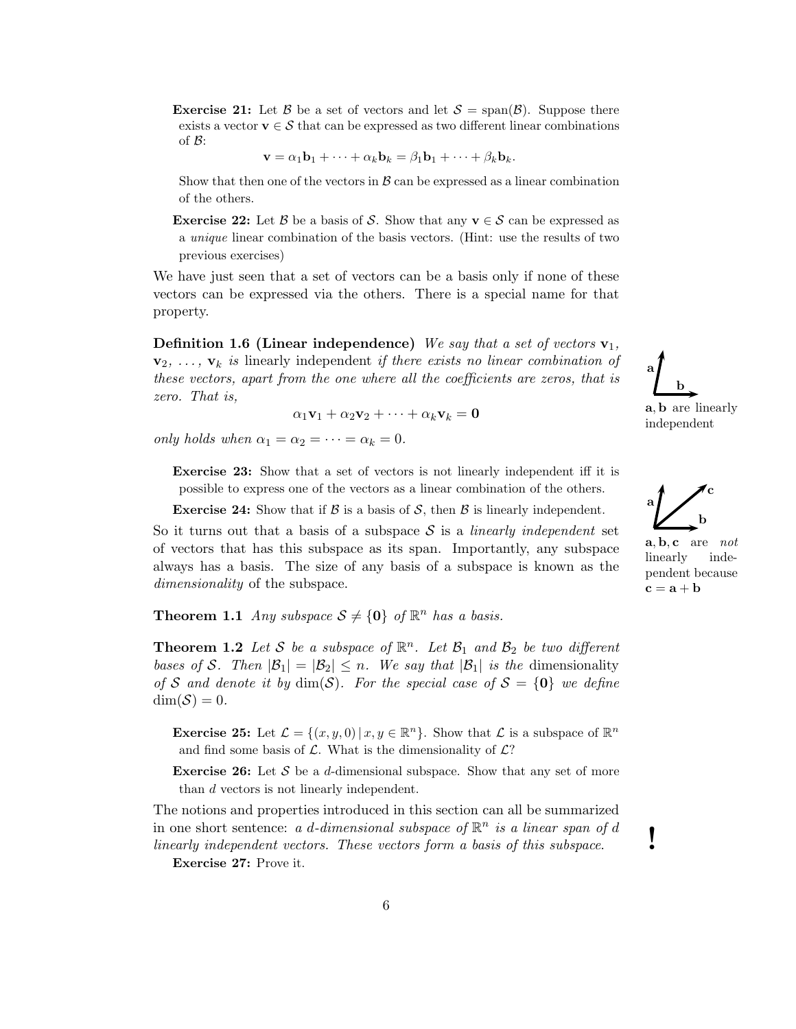**Exercise 21:** Let $\mathcal{B}$ be a set of vectors and let $\mathcal{S} = \text{span}(\mathcal{B})$. Suppose there exists a vector $\mathbf{v} \in \mathcal{S}$ that can be expressed as two different linear combinations of $\mathcal{B}$:

$$\mathbf{v} = \alpha_1 \mathbf{b}_1 + \cdots + \alpha_k \mathbf{b}_k = \beta_1 \mathbf{b}_1 + \cdots + \beta_k \mathbf{b}_k.$$

Show that then one of the vectors in $\mathcal{B}$ can be expressed as a linear combination of the others.

**Exercise 22:** Let $\mathcal{B}$ be a basis of $\mathcal{S}$. Show that any $\mathbf{v} \in \mathcal{S}$ can be expressed as a *unique* linear combination of the basis vectors. (Hint: use the results of two previous exercises)

We have just seen that a set of vectors can be a basis only if none of these vectors can be expressed via the others. There is a special name for that property.

**Definition 1.6 (Linear independence)** *We say that a set of vectors $\mathbf{v}_1$, $\mathbf{v}_2$, ..., $\mathbf{v}_k$ is* linearly independent *if there exists no linear combination of these vectors, apart from the one where all the coefficients are zeros, that is zero. That is,*

$$\alpha_1 \mathbf{v}_1 + \alpha_2 \mathbf{v}_2 + \cdots + \alpha_k \mathbf{v}_k = \mathbf{0}$$

*only holds when $\alpha_1 = \alpha_2 = \cdots = \alpha_k = 0$.*

$\mathbf{a}, \mathbf{b}$ are linearly independent

**Exercise 23:** Show that a set of vectors is not linearly independent iff it is possible to express one of the vectors as a linear combination of the others.

**Exercise 24:** Show that if $\mathcal{B}$ is a basis of $\mathcal{S}$, then $\mathcal{B}$ is linearly independent.

$\mathbf{a}, \mathbf{b}, \mathbf{c}$ are *not* linearly independent because $\mathbf{c} = \mathbf{a} + \mathbf{b}$

So it turns out that a basis of a subspace $\mathcal{S}$ is a *linearly independent* set of vectors that has this subspace as its span. Importantly, any subspace always has a basis. The size of any basis of a subspace is known as the *dimensionality* of the subspace.

**Theorem 1.1** *Any subspace $\mathcal{S} \neq \{\mathbf{0}\}$ of $\mathbb{R}^n$ has a basis.*

**Theorem 1.2** *Let $\mathcal{S}$ be a subspace of $\mathbb{R}^n$. Let $\mathcal{B}_1$ and $\mathcal{B}_2$ be two different bases of $\mathcal{S}$. Then $|\mathcal{B}_1| = |\mathcal{B}_2| \leq n$. We say that $|\mathcal{B}_1|$ is the* dimensionality *of $\mathcal{S}$ and denote it by $\dim(\mathcal{S})$. For the special case of $\mathcal{S} = \{\mathbf{0}\}$ we define $\dim(\mathcal{S}) = 0$.*

**Exercise 25:** Let $\mathcal{L} = \{(x, y, 0) \,|\, x, y \in \mathbb{R}^n\}$. Show that $\mathcal{L}$ is a subspace of $\mathbb{R}^n$ and find some basis of $\mathcal{L}$. What is the dimensionality of $\mathcal{L}$?

**Exercise 26:** Let $\mathcal{S}$ be a $d$-dimensional subspace. Show that any set of more than $d$ vectors is not linearly independent.

The notions and properties introduced in this section can all be summarized in one short sentence: *a $d$-dimensional subspace of $\mathbb{R}^n$ is a linear span of $d$ linearly independent vectors. These vectors form a basis of this subspace.*

**!**

**Exercise 27:** Prove it.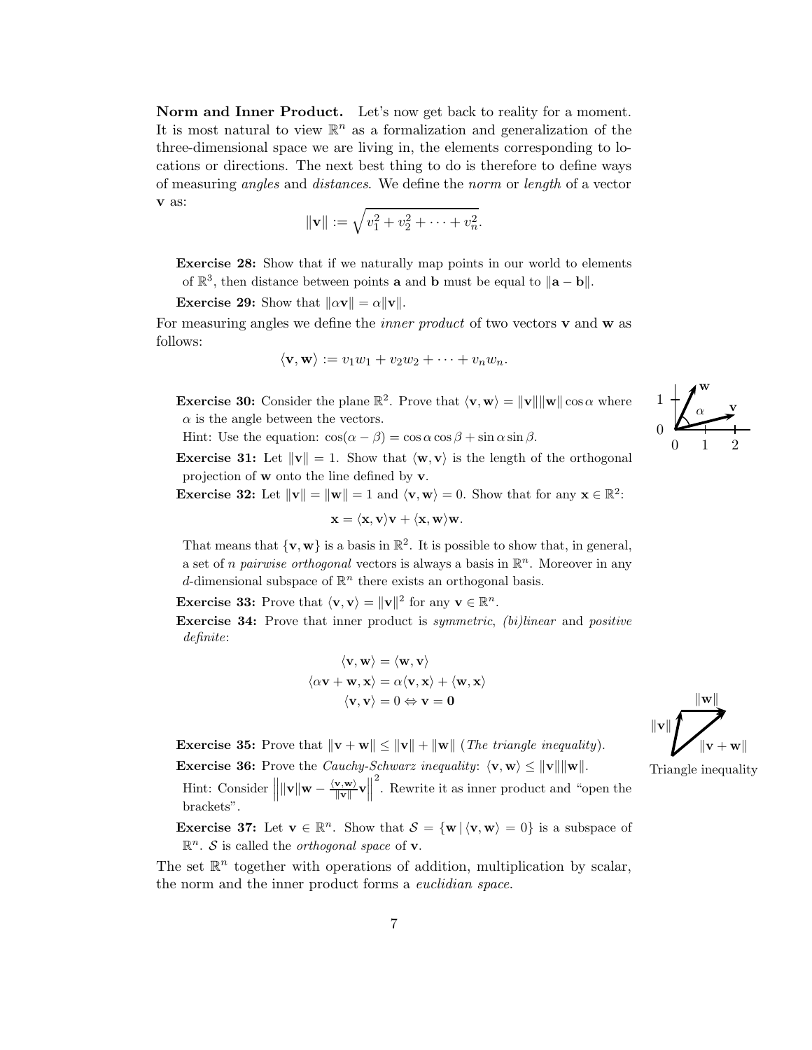**Norm and Inner Product.** Let's now get back to reality for a moment. It is most natural to view $\mathbb{R}^n$ as a formalization and generalization of the three-dimensional space we are living in, the elements corresponding to locations or directions. The next best thing to do is therefore to define ways of measuring *angles* and *distances*. We define the *norm* or *length* of a vector $\mathbf{v}$ as:

$$\|\mathbf{v}\| := \sqrt{v_1^2 + v_2^2 + \cdots + v_n^2}.$$

**Exercise 28:** Show that if we naturally map points in our world to elements of $\mathbb{R}^3$, then distance between points $\mathbf{a}$ and $\mathbf{b}$ must be equal to $\|\mathbf{a} - \mathbf{b}\|$.

**Exercise 29:** Show that $\|\alpha\mathbf{v}\| = \alpha\|\mathbf{v}\|$.

For measuring angles we define the *inner product* of two vectors $\mathbf{v}$ and $\mathbf{w}$ as follows:

$$\langle \mathbf{v}, \mathbf{w} \rangle := v_1 w_1 + v_2 w_2 + \cdots + v_n w_n.$$

**Exercise 30:** Consider the plane $\mathbb{R}^2$. Prove that $\langle \mathbf{v}, \mathbf{w} \rangle = \|\mathbf{v}\|\|\mathbf{w}\| \cos\alpha$ where $\alpha$ is the angle between the vectors.

Hint: Use the equation: $\cos(\alpha - \beta) = \cos\alpha\cos\beta + \sin\alpha\sin\beta$.

**Exercise 31:** Let $\|\mathbf{v}\| = 1$. Show that $\langle \mathbf{w}, \mathbf{v} \rangle$ is the length of the orthogonal projection of $\mathbf{w}$ onto the line defined by $\mathbf{v}$.

**Exercise 32:** Let $\|\mathbf{v}\| = \|\mathbf{w}\| = 1$ and $\langle \mathbf{v}, \mathbf{w} \rangle = 0$. Show that for any $\mathbf{x} \in \mathbb{R}^2$:

$$\mathbf{x} = \langle \mathbf{x}, \mathbf{v} \rangle \mathbf{v} + \langle \mathbf{x}, \mathbf{w} \rangle \mathbf{w}.$$

That means that $\{\mathbf{v}, \mathbf{w}\}$ is a basis in $\mathbb{R}^2$. It is possible to show that, in general, a set of $n$ *pairwise orthogonal* vectors is always a basis in $\mathbb{R}^n$. Moreover in any $d$-dimensional subspace of $\mathbb{R}^n$ there exists an orthogonal basis.

**Exercise 33:** Prove that $\langle \mathbf{v}, \mathbf{v} \rangle = \|\mathbf{v}\|^2$ for any $\mathbf{v} \in \mathbb{R}^n$.

**Exercise 34:** Prove that inner product is *symmetric*, *(bi)linear* and *positive definite*:

$$\langle \mathbf{v}, \mathbf{w} \rangle = \langle \mathbf{w}, \mathbf{v} \rangle$$
$$\langle \alpha\mathbf{v} + \mathbf{w}, \mathbf{x} \rangle = \alpha\langle \mathbf{v}, \mathbf{x} \rangle + \langle \mathbf{w}, \mathbf{x} \rangle$$
$$\langle \mathbf{v}, \mathbf{v} \rangle = 0 \Leftrightarrow \mathbf{v} = \mathbf{0}$$

**Exercise 35:** Prove that $\|\mathbf{v} + \mathbf{w}\| \leq \|\mathbf{v}\| + \|\mathbf{w}\|$ (*The triangle inequality*).

Triangle inequality

**Exercise 36:** Prove the *Cauchy-Schwarz inequality*: $\langle \mathbf{v}, \mathbf{w} \rangle \leq \|\mathbf{v}\|\|\mathbf{w}\|$.

Hint: Consider $\left\| \|\mathbf{v}\|\mathbf{w} - \frac{\langle \mathbf{v}, \mathbf{w} \rangle}{\|\mathbf{v}\|}\mathbf{v} \right\|^2$. Rewrite it as inner product and "open the brackets".

**Exercise 37:** Let $\mathbf{v} \in \mathbb{R}^n$. Show that $\mathcal{S} = \{\mathbf{w} \mid \langle \mathbf{v}, \mathbf{w} \rangle = 0\}$ is a subspace of $\mathbb{R}^n$. $\mathcal{S}$ is called the *orthogonal space* of $\mathbf{v}$.

The set $\mathbb{R}^n$ together with operations of addition, multiplication by scalar, the norm and the inner product forms a *euclidian space*.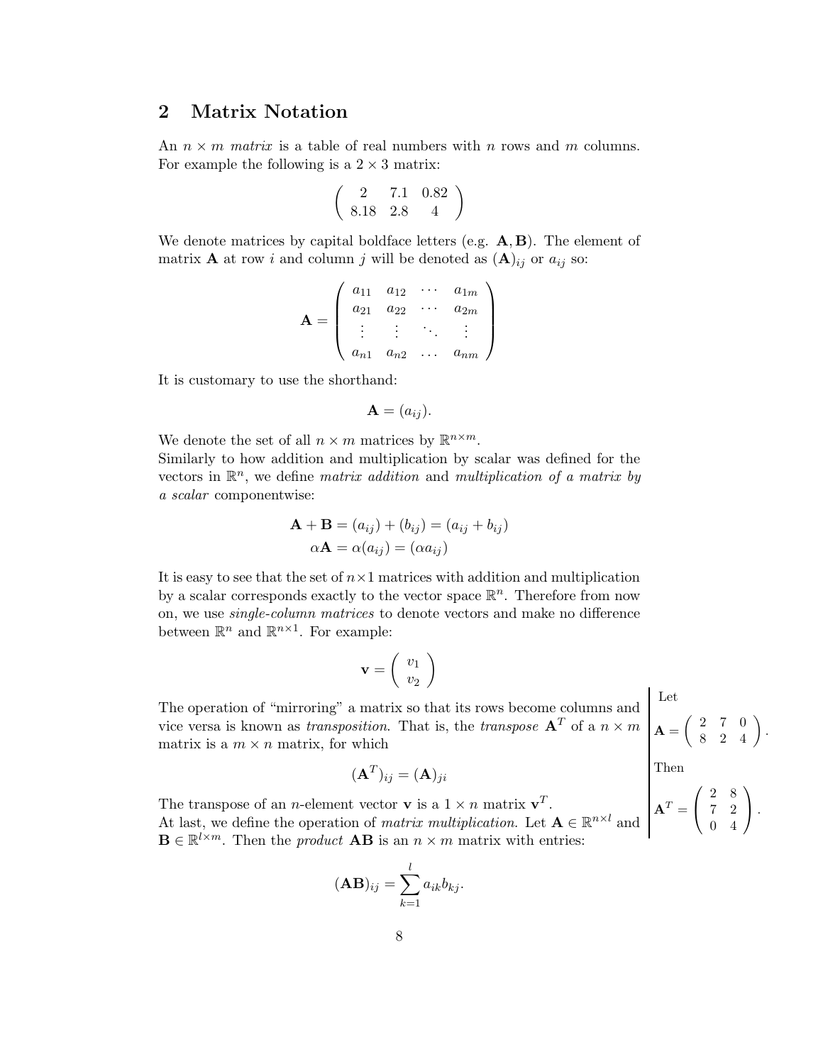## 2 Matrix Notation

An $n \times m$ *matrix* is a table of real numbers with $n$ rows and $m$ columns. For example the following is a $2 \times 3$ matrix:

$$\begin{pmatrix} 2 & 7.1 & 0.82 \\ 8.18 & 2.8 & 4 \end{pmatrix}$$

We denote matrices by capital boldface letters (e.g. $\mathbf{A}, \mathbf{B}$). The element of matrix $\mathbf{A}$ at row $i$ and column $j$ will be denoted as $(\mathbf{A})_{ij}$ or $a_{ij}$ so:

$$\mathbf{A} = \begin{pmatrix} a_{11} & a_{12} & \cdots & a_{1m} \\ a_{21} & a_{22} & \cdots & a_{2m} \\ \vdots & \vdots & \ddots & \vdots \\ a_{n1} & a_{n2} & \ldots & a_{nm} \end{pmatrix}$$

It is customary to use the shorthand:

$$\mathbf{A} = (a_{ij}).$$

We denote the set of all $n \times m$ matrices by $\mathbb{R}^{n \times m}$.
Similarly to how addition and multiplication by scalar was defined for the vectors in $\mathbb{R}^n$, we define *matrix addition* and *multiplication of a matrix by a scalar* componentwise:

$$\mathbf{A} + \mathbf{B} = (a_{ij}) + (b_{ij}) = (a_{ij} + b_{ij})$$
$$\alpha \mathbf{A} = \alpha (a_{ij}) = (\alpha a_{ij})$$

It is easy to see that the set of $n \times 1$ matrices with addition and multiplication by a scalar corresponds exactly to the vector space $\mathbb{R}^n$. Therefore from now on, we use *single-column matrices* to denote vectors and make no difference between $\mathbb{R}^n$ and $\mathbb{R}^{n \times 1}$. For example:

$$\mathbf{v} = \begin{pmatrix} v_1 \\ v_2 \end{pmatrix}$$

The operation of "mirroring" a matrix so that its rows become columns and vice versa is known as *transposition*. That is, the *transpose* $\mathbf{A}^T$ of a $n \times m$ matrix is a $m \times n$ matrix, for which

$$(\mathbf{A}^T)_{ij} = (\mathbf{A})_{ji}$$

Let

$$\mathbf{A} = \begin{pmatrix} 2 & 7 & 0 \\ 8 & 2 & 4 \end{pmatrix}.$$

Then

$$\mathbf{A}^T = \begin{pmatrix} 2 & 8 \\ 7 & 2 \\ 0 & 4 \end{pmatrix}.$$

The transpose of an $n$-element vector $\mathbf{v}$ is a $1 \times n$ matrix $\mathbf{v}^T$.
At last, we define the operation of *matrix multiplication*. Let $\mathbf{A} \in \mathbb{R}^{n \times l}$ and $\mathbf{B} \in \mathbb{R}^{l \times m}$. Then the *product* $\mathbf{AB}$ is an $n \times m$ matrix with entries:

$$(\mathbf{AB})_{ij} = \sum_{k=1}^{l} a_{ik} b_{kj}.$$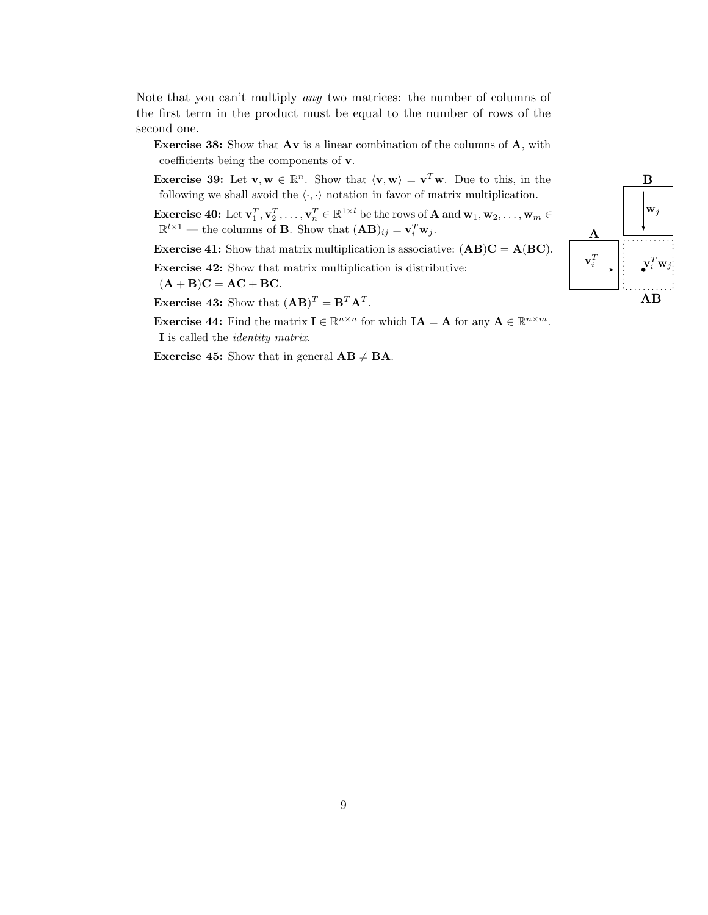Note that you can't multiply *any* two matrices: the number of columns of the first term in the product must be equal to the number of rows of the second one.

**Exercise 38:** Show that $\mathbf{Av}$ is a linear combination of the columns of $\mathbf{A}$, with coefficients being the components of $\mathbf{v}$.

**Exercise 39:** Let $\mathbf{v}, \mathbf{w} \in \mathbb{R}^n$. Show that $\langle \mathbf{v}, \mathbf{w} \rangle = \mathbf{v}^T \mathbf{w}$. Due to this, in the following we shall avoid the $\langle \cdot, \cdot \rangle$ notation in favor of matrix multiplication.

**Exercise 40:** Let $\mathbf{v}_1^T, \mathbf{v}_2^T, \ldots, \mathbf{v}_n^T \in \mathbb{R}^{1 \times l}$ be the rows of $\mathbf{A}$ and $\mathbf{w}_1, \mathbf{w}_2, \ldots, \mathbf{w}_m \in \mathbb{R}^{l \times 1}$ — the columns of $\mathbf{B}$. Show that $(\mathbf{AB})_{ij} = \mathbf{v}_i^T \mathbf{w}_j$.

**Exercise 41:** Show that matrix multiplication is associative: $(\mathbf{AB})\mathbf{C} = \mathbf{A}(\mathbf{BC})$.

**Exercise 42:** Show that matrix multiplication is distributive: $(\mathbf{A} + \mathbf{B})\mathbf{C} = \mathbf{AC} + \mathbf{BC}$.

**Exercise 43:** Show that $(\mathbf{AB})^T = \mathbf{B}^T \mathbf{A}^T$.

**Exercise 44:** Find the matrix $\mathbf{I} \in \mathbb{R}^{n \times n}$ for which $\mathbf{IA} = \mathbf{A}$ for any $\mathbf{A} \in \mathbb{R}^{n \times m}$. $\mathbf{I}$ is called the *identity matrix*.

**Exercise 45:** Show that in general $\mathbf{AB} \neq \mathbf{BA}$.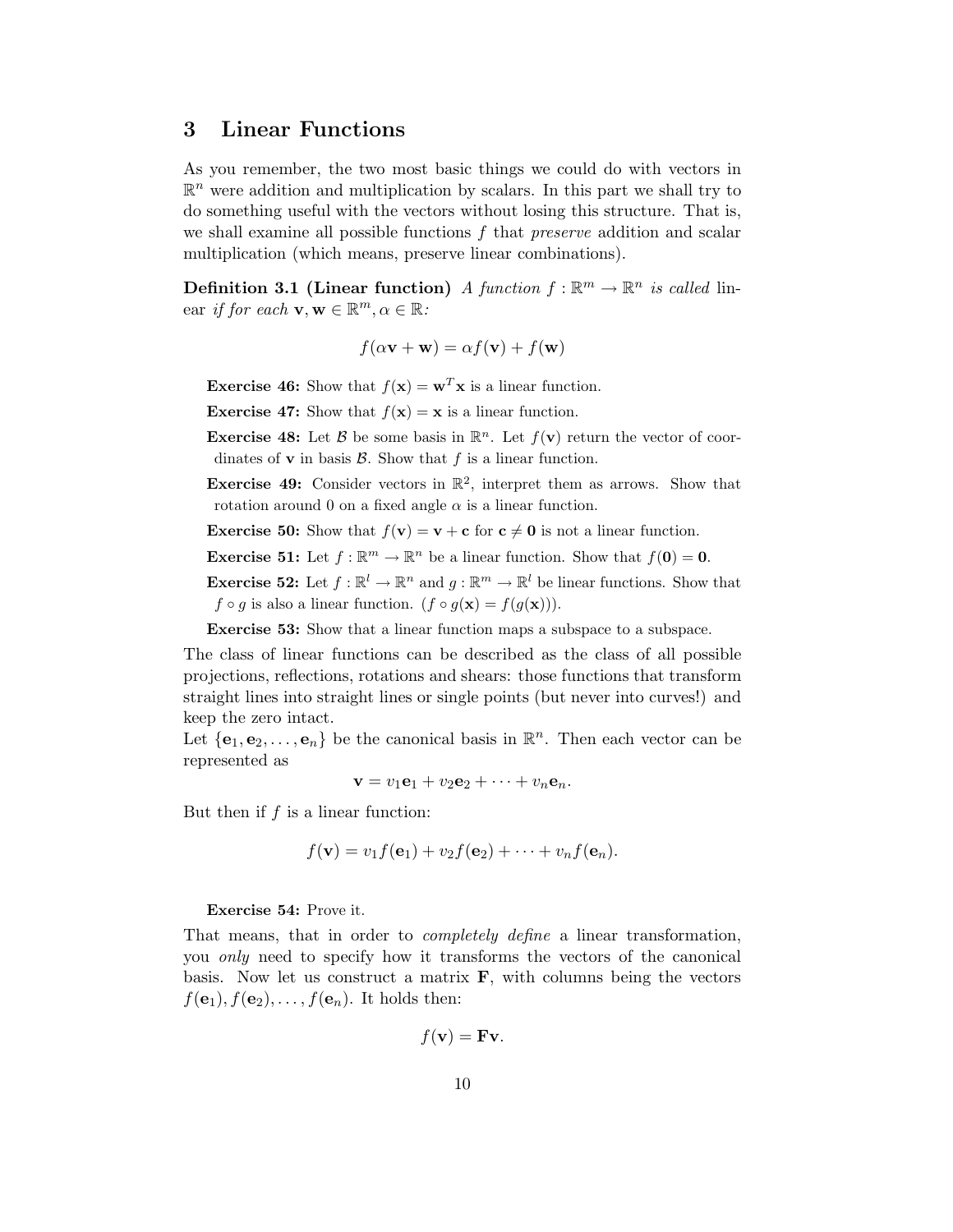## 3 Linear Functions

As you remember, the two most basic things we could do with vectors in $\mathbb{R}^n$ were addition and multiplication by scalars. In this part we shall try to do something useful with the vectors without losing this structure. That is, we shall examine all possible functions $f$ that *preserve* addition and scalar multiplication (which means, preserve linear combinations).

**Definition 3.1 (Linear function)** *A function $f : \mathbb{R}^m \to \mathbb{R}^n$ is called* linear *if for each $\mathbf{v}, \mathbf{w} \in \mathbb{R}^m, \alpha \in \mathbb{R}$:*

$$f(\alpha\mathbf{v} + \mathbf{w}) = \alpha f(\mathbf{v}) + f(\mathbf{w})$$

**Exercise 46:** Show that $f(\mathbf{x}) = \mathbf{w}^T\mathbf{x}$ is a linear function.

**Exercise 47:** Show that $f(\mathbf{x}) = \mathbf{x}$ is a linear function.

**Exercise 48:** Let $\mathcal{B}$ be some basis in $\mathbb{R}^n$. Let $f(\mathbf{v})$ return the vector of coordinates of $\mathbf{v}$ in basis $\mathcal{B}$. Show that $f$ is a linear function.

**Exercise 49:** Consider vectors in $\mathbb{R}^2$, interpret them as arrows. Show that rotation around 0 on a fixed angle $\alpha$ is a linear function.

**Exercise 50:** Show that $f(\mathbf{v}) = \mathbf{v} + \mathbf{c}$ for $\mathbf{c} \neq \mathbf{0}$ is not a linear function.

**Exercise 51:** Let $f : \mathbb{R}^m \to \mathbb{R}^n$ be a linear function. Show that $f(\mathbf{0}) = \mathbf{0}$.

**Exercise 52:** Let $f : \mathbb{R}^l \to \mathbb{R}^n$ and $g : \mathbb{R}^m \to \mathbb{R}^l$ be linear functions. Show that $f \circ g$ is also a linear function. ($f \circ g(\mathbf{x}) = f(g(\mathbf{x}))$).

**Exercise 53:** Show that a linear function maps a subspace to a subspace.

The class of linear functions can be described as the class of all possible projections, reflections, rotations and shears: those functions that transform straight lines into straight lines or single points (but never into curves!) and keep the zero intact.

Let $\{\mathbf{e}_1, \mathbf{e}_2, \dots, \mathbf{e}_n\}$ be the canonical basis in $\mathbb{R}^n$. Then each vector can be represented as

$$\mathbf{v} = v_1\mathbf{e}_1 + v_2\mathbf{e}_2 + \dots + v_n\mathbf{e}_n.$$

But then if $f$ is a linear function:

$$f(\mathbf{v}) = v_1 f(\mathbf{e}_1) + v_2 f(\mathbf{e}_2) + \dots + v_n f(\mathbf{e}_n).$$

**Exercise 54:** Prove it.

That means, that in order to *completely define* a linear transformation, you *only* need to specify how it transforms the vectors of the canonical basis. Now let us construct a matrix $\mathbf{F}$, with columns being the vectors $f(\mathbf{e}_1), f(\mathbf{e}_2), \dots, f(\mathbf{e}_n)$. It holds then:

$$f(\mathbf{v}) = \mathbf{F}\mathbf{v}.$$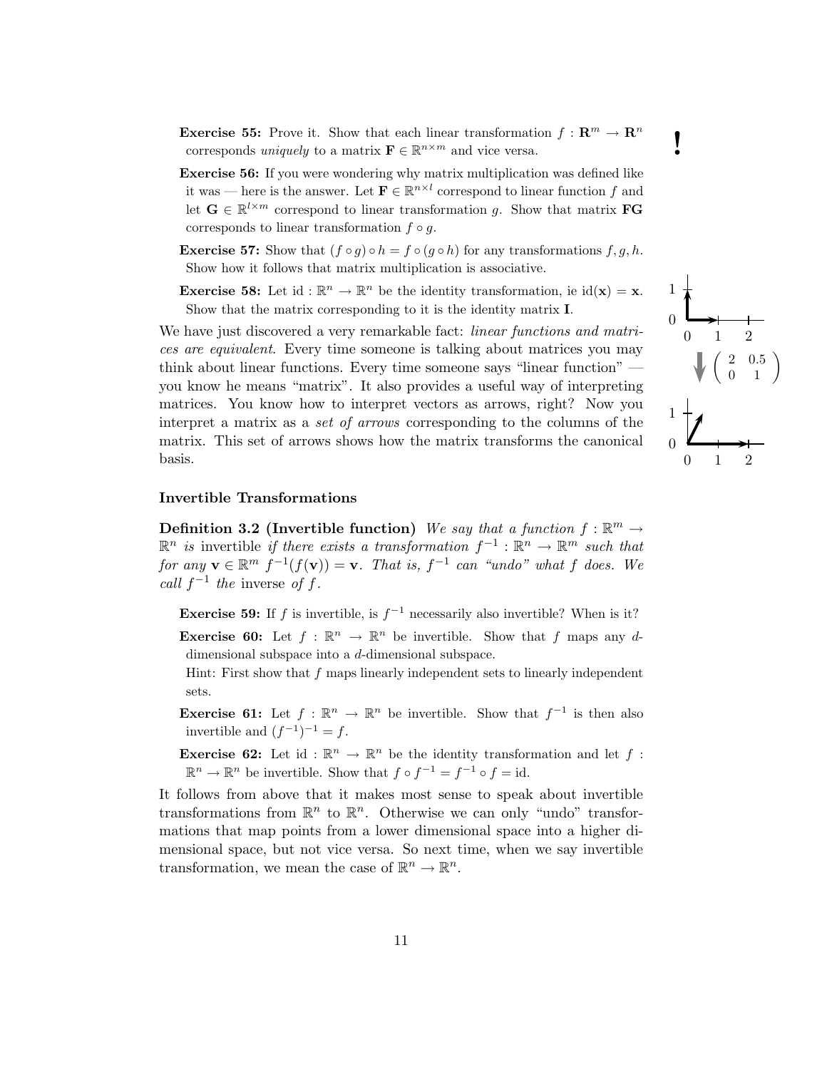**Exercise 55:** Prove it. Show that each linear transformation $f : \mathbf{R}^m \to \mathbf{R}^n$ corresponds *uniquely* to a matrix $\mathbf{F} \in \mathbb{R}^{n \times m}$ and vice versa.

**Exercise 56:** If you were wondering why matrix multiplication was defined like it was — here is the answer. Let $\mathbf{F} \in \mathbb{R}^{n \times l}$ correspond to linear function $f$ and let $\mathbf{G} \in \mathbb{R}^{l \times m}$ correspond to linear transformation $g$. Show that matrix $\mathbf{FG}$ corresponds to linear transformation $f \circ g$.

**Exercise 57:** Show that $(f \circ g) \circ h = f \circ (g \circ h)$ for any transformations $f, g, h$. Show how it follows that matrix multiplication is associative.

**Exercise 58:** Let $\text{id} : \mathbb{R}^n \to \mathbb{R}^n$ be the identity transformation, ie $\text{id}(\mathbf{x}) = \mathbf{x}$. Show that the matrix corresponding to it is the identity matrix $\mathbf{I}$.

We have just discovered a very remarkable fact: *linear functions and matrices are equivalent*. Every time someone is talking about matrices you may think about linear functions. Every time someone says "linear function" — you know he means "matrix". It also provides a useful way of interpreting matrices. You know how to interpret vectors as arrows, right? Now you interpret a matrix as a *set of arrows* corresponding to the columns of the matrix. This set of arrows shows how the matrix transforms the canonical basis.

$$\begin{pmatrix} 2 & 0.5 \\ 0 & 1 \end{pmatrix}$$

### Invertible Transformations

**Definition 3.2 (Invertible function)** *We say that a function $f : \mathbb{R}^m \to \mathbb{R}^n$ is* invertible *if there exists a transformation $f^{-1} : \mathbb{R}^n \to \mathbb{R}^m$ such that for any $\mathbf{v} \in \mathbb{R}^m$ $f^{-1}(f(\mathbf{v})) = \mathbf{v}$. That is, $f^{-1}$ can "undo" what $f$ does. We call $f^{-1}$ the* inverse *of $f$.*

**Exercise 59:** If $f$ is invertible, is $f^{-1}$ necessarily also invertible? When is it?

**Exercise 60:** Let $f : \mathbb{R}^n \to \mathbb{R}^n$ be invertible. Show that $f$ maps any $d$-dimensional subspace into a $d$-dimensional subspace.

Hint: First show that $f$ maps linearly independent sets to linearly independent sets.

**Exercise 61:** Let $f : \mathbb{R}^n \to \mathbb{R}^n$ be invertible. Show that $f^{-1}$ is then also invertible and $(f^{-1})^{-1} = f$.

**Exercise 62:** Let $\text{id} : \mathbb{R}^n \to \mathbb{R}^n$ be the identity transformation and let $f : \mathbb{R}^n \to \mathbb{R}^n$ be invertible. Show that $f \circ f^{-1} = f^{-1} \circ f = \text{id}$.

It follows from above that it makes most sense to speak about invertible transformations from $\mathbb{R}^n$ to $\mathbb{R}^n$. Otherwise we can only "undo" transformations that map points from a lower dimensional space into a higher dimensional space, but not vice versa. So next time, when we say invertible transformation, we mean the case of $\mathbb{R}^n \to \mathbb{R}^n$.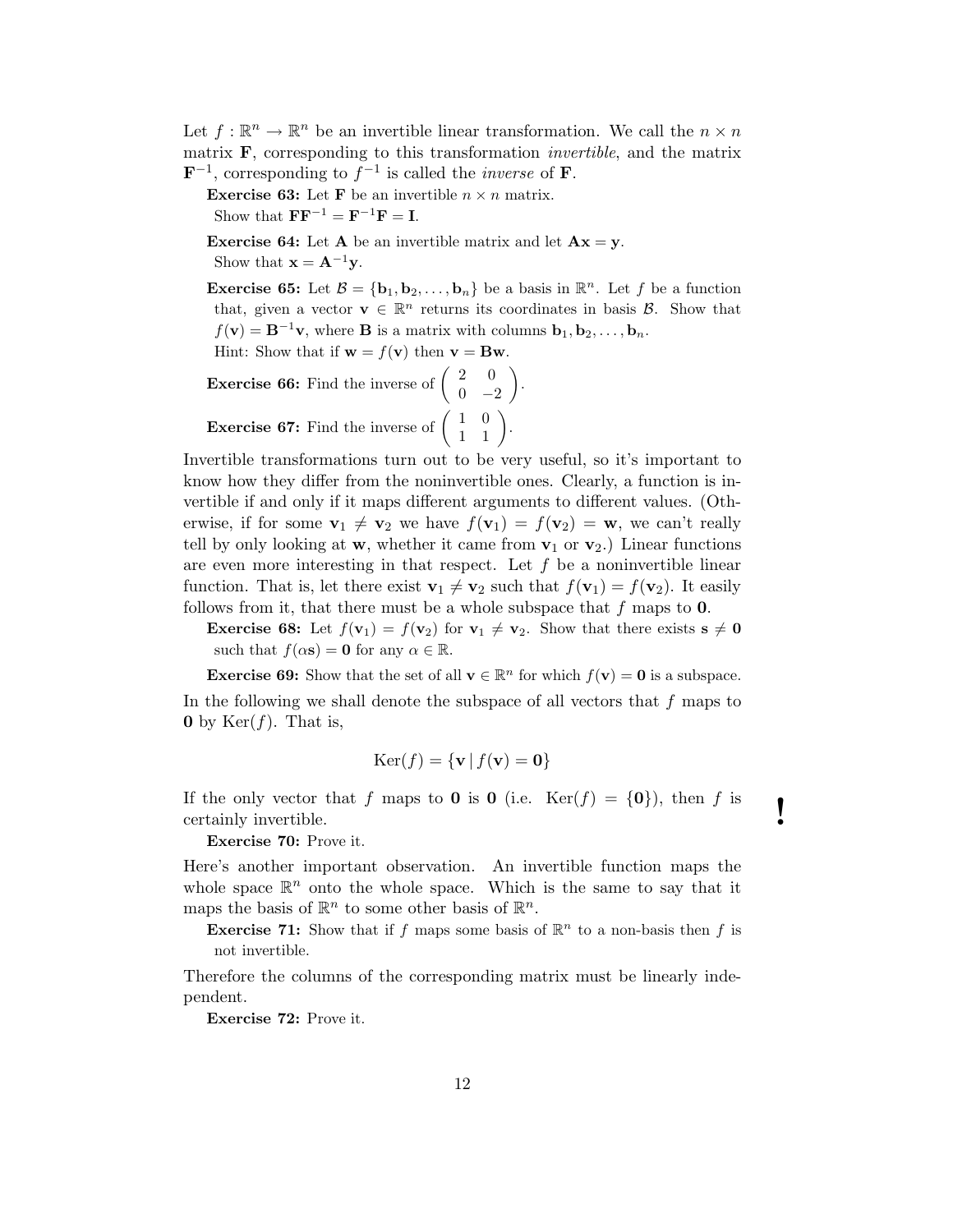Let $f : \mathbb{R}^n \to \mathbb{R}^n$ be an invertible linear transformation. We call the $n \times n$ matrix $\mathbf{F}$, corresponding to this transformation *invertible*, and the matrix $\mathbf{F}^{-1}$, corresponding to $f^{-1}$ is called the *inverse* of $\mathbf{F}$.

**Exercise 63:** Let $\mathbf{F}$ be an invertible $n \times n$ matrix.
Show that $\mathbf{F}\mathbf{F}^{-1} = \mathbf{F}^{-1}\mathbf{F} = \mathbf{I}$.

**Exercise 64:** Let $\mathbf{A}$ be an invertible matrix and let $\mathbf{A}\mathbf{x} = \mathbf{y}$.
Show that $\mathbf{x} = \mathbf{A}^{-1}\mathbf{y}$.

**Exercise 65:** Let $\mathcal{B} = \{\mathbf{b}_1, \mathbf{b}_2, \ldots, \mathbf{b}_n\}$ be a basis in $\mathbb{R}^n$. Let $f$ be a function that, given a vector $\mathbf{v} \in \mathbb{R}^n$ returns its coordinates in basis $\mathcal{B}$. Show that $f(\mathbf{v}) = \mathbf{B}^{-1}\mathbf{v}$, where $\mathbf{B}$ is a matrix with columns $\mathbf{b}_1, \mathbf{b}_2, \ldots, \mathbf{b}_n$.
Hint: Show that if $\mathbf{w} = f(\mathbf{v})$ then $\mathbf{v} = \mathbf{B}\mathbf{w}$.

**Exercise 66:** Find the inverse of $\begin{pmatrix} 2 & 0 \\ 0 & -2 \end{pmatrix}$.

**Exercise 67:** Find the inverse of $\begin{pmatrix} 1 & 0 \\ 1 & 1 \end{pmatrix}$.

Invertible transformations turn out to be very useful, so it's important to know how they differ from the noninvertible ones. Clearly, a function is invertible if and only if it maps different arguments to different values. (Otherwise, if for some $\mathbf{v}_1 \neq \mathbf{v}_2$ we have $f(\mathbf{v}_1) = f(\mathbf{v}_2) = \mathbf{w}$, we can't really tell by only looking at $\mathbf{w}$, whether it came from $\mathbf{v}_1$ or $\mathbf{v}_2$.) Linear functions are even more interesting in that respect. Let $f$ be a noninvertible linear function. That is, let there exist $\mathbf{v}_1 \neq \mathbf{v}_2$ such that $f(\mathbf{v}_1) = f(\mathbf{v}_2)$. It easily follows from it, that there must be a whole subspace that $f$ maps to $\mathbf{0}$.

**Exercise 68:** Let $f(\mathbf{v}_1) = f(\mathbf{v}_2)$ for $\mathbf{v}_1 \neq \mathbf{v}_2$. Show that there exists $\mathbf{s} \neq \mathbf{0}$ such that $f(\alpha\mathbf{s}) = \mathbf{0}$ for any $\alpha \in \mathbb{R}$.

**Exercise 69:** Show that the set of all $\mathbf{v} \in \mathbb{R}^n$ for which $f(\mathbf{v}) = \mathbf{0}$ is a subspace.

In the following we shall denote the subspace of all vectors that $f$ maps to $\mathbf{0}$ by $\mathrm{Ker}(f)$. That is,

$$\mathrm{Ker}(f) = \{\mathbf{v} \mid f(\mathbf{v}) = \mathbf{0}\}$$

If the only vector that $f$ maps to $\mathbf{0}$ is $\mathbf{0}$ (i.e. $\mathrm{Ker}(f) = \{\mathbf{0}\}$), then $f$ is certainly invertible. **!**

**Exercise 70:** Prove it.

Here's another important observation. An invertible function maps the whole space $\mathbb{R}^n$ onto the whole space. Which is the same to say that it maps the basis of $\mathbb{R}^n$ to some other basis of $\mathbb{R}^n$.

**Exercise 71:** Show that if $f$ maps some basis of $\mathbb{R}^n$ to a non-basis then $f$ is not invertible.

Therefore the columns of the corresponding matrix must be linearly independent.

**Exercise 72:** Prove it.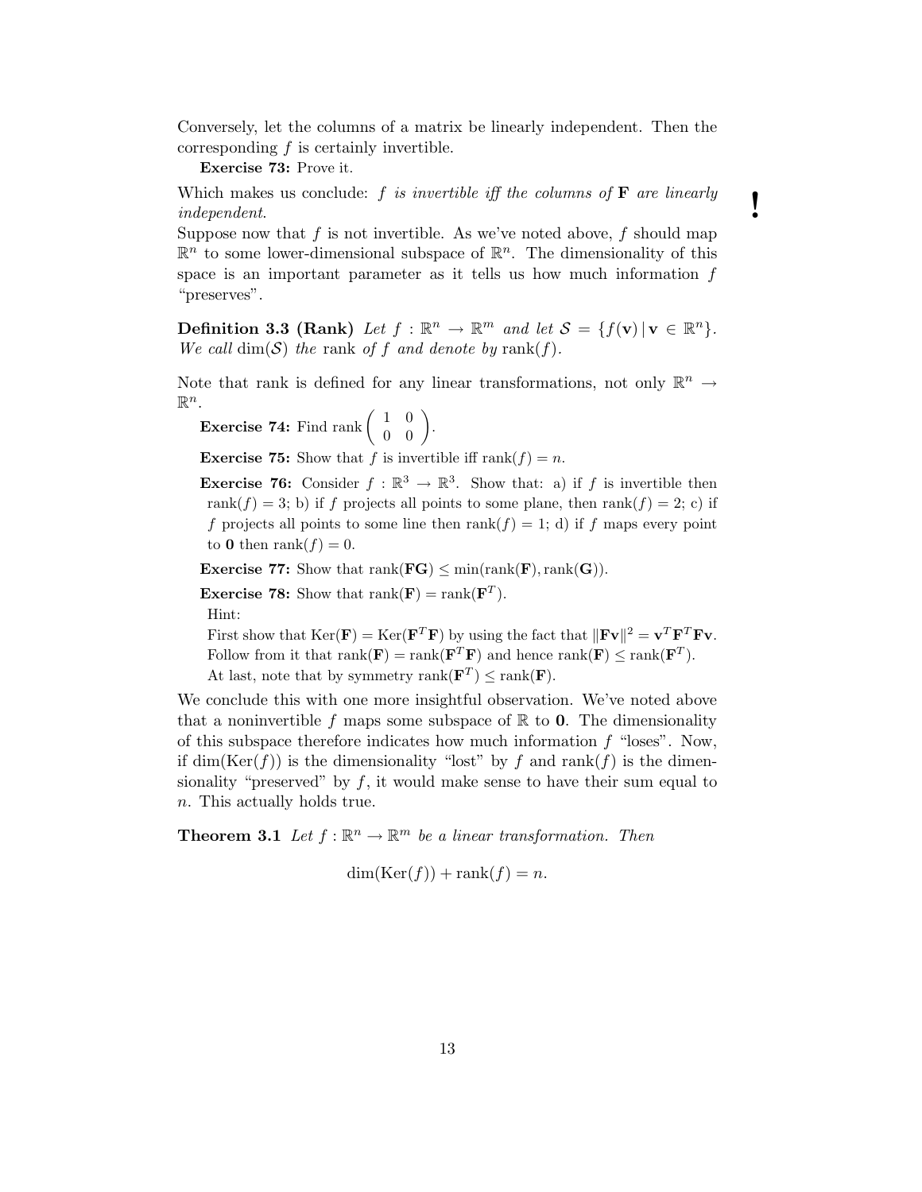Conversely, let the columns of a matrix be linearly independent. Then the corresponding $f$ is certainly invertible.

**Exercise 73:** Prove it.

Which makes us conclude: *$f$ is invertible iff the columns of $\mathbf{F}$ are linearly independent.* **!**

Suppose now that $f$ is not invertible. As we've noted above, $f$ should map $\mathbb{R}^n$ to some lower-dimensional subspace of $\mathbb{R}^n$. The dimensionality of this space is an important parameter as it tells us how much information $f$ "preserves".

**Definition 3.3 (Rank)** *Let $f : \mathbb{R}^n \to \mathbb{R}^m$ and let $\mathcal{S} = \{f(\mathbf{v}) \,|\, \mathbf{v} \in \mathbb{R}^n\}$. We call $\dim(\mathcal{S})$ the* rank *of $f$ and denote by $\text{rank}(f)$.*

Note that rank is defined for any linear transformations, not only $\mathbb{R}^n \to \mathbb{R}^n$.

**Exercise 74:** Find $\text{rank}\begin{pmatrix} 1 & 0 \\ 0 & 0 \end{pmatrix}$.

**Exercise 75:** Show that $f$ is invertible iff $\text{rank}(f) = n$.

**Exercise 76:** Consider $f : \mathbb{R}^3 \to \mathbb{R}^3$. Show that: a) if $f$ is invertible then $\text{rank}(f) = 3$; b) if $f$ projects all points to some plane, then $\text{rank}(f) = 2$; c) if $f$ projects all points to some line then $\text{rank}(f) = 1$; d) if $f$ maps every point to $\mathbf{0}$ then $\text{rank}(f) = 0$.

**Exercise 77:** Show that $\text{rank}(\mathbf{FG}) \leq \min(\text{rank}(\mathbf{F}), \text{rank}(\mathbf{G}))$.

**Exercise 78:** Show that $\text{rank}(\mathbf{F}) = \text{rank}(\mathbf{F}^T)$.

Hint:
First show that $\text{Ker}(\mathbf{F}) = \text{Ker}(\mathbf{F}^T\mathbf{F})$ by using the fact that $\|\mathbf{F}\mathbf{v}\|^2 = \mathbf{v}^T\mathbf{F}^T\mathbf{F}\mathbf{v}$.
Follow from it that $\text{rank}(\mathbf{F}) = \text{rank}(\mathbf{F}^T\mathbf{F})$ and hence $\text{rank}(\mathbf{F}) \leq \text{rank}(\mathbf{F}^T)$.
At last, note that by symmetry $\text{rank}(\mathbf{F}^T) \leq \text{rank}(\mathbf{F})$.

We conclude this with one more insightful observation. We've noted above that a noninvertible $f$ maps some subspace of $\mathbb{R}$ to $\mathbf{0}$. The dimensionality of this subspace therefore indicates how much information $f$ "loses". Now, if $\dim(\text{Ker}(f))$ is the dimensionality "lost" by $f$ and $\text{rank}(f)$ is the dimensionality "preserved" by $f$, it would make sense to have their sum equal to $n$. This actually holds true.

**Theorem 3.1** *Let $f : \mathbb{R}^n \to \mathbb{R}^m$ be a linear transformation. Then*

$$\dim(\text{Ker}(f)) + \text{rank}(f) = n.$$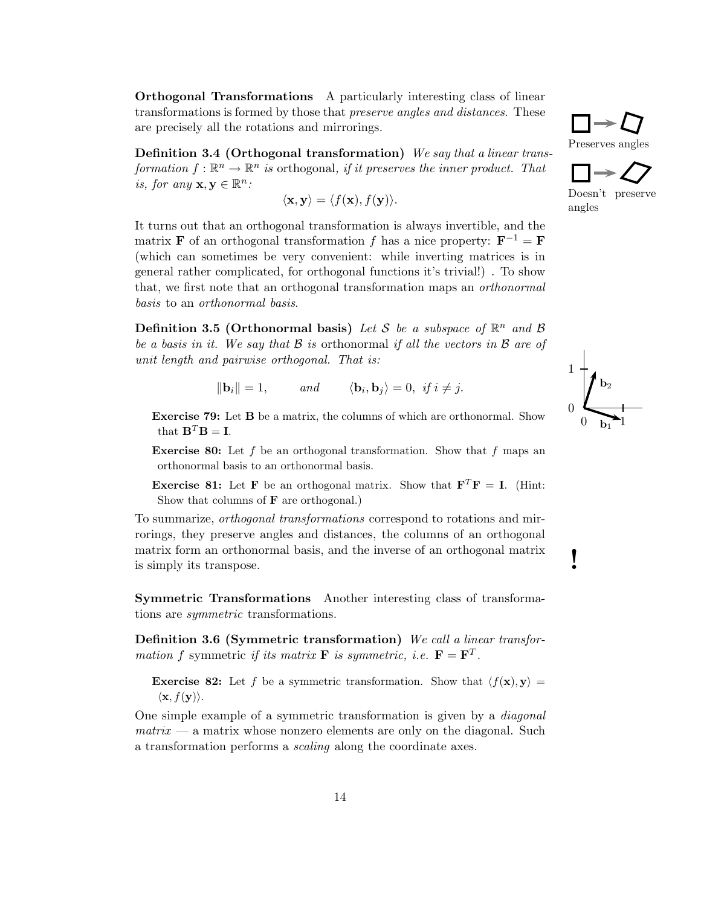**Orthogonal Transformations** A particularly interesting class of linear transformations is formed by those that *preserve angles and distances*. These are precisely all the rotations and mirrorings.

Preserves angles

Doesn't preserve angles

**Definition 3.4 (Orthogonal transformation)** *We say that a linear transformation $f : \mathbb{R}^n \to \mathbb{R}^n$ is* orthogonal*, if it preserves the inner product. That is, for any $\mathbf{x}, \mathbf{y} \in \mathbb{R}^n$:*

$$\langle \mathbf{x}, \mathbf{y} \rangle = \langle f(\mathbf{x}), f(\mathbf{y}) \rangle.$$

It turns out that an orthogonal transformation is always invertible, and the matrix $\mathbf{F}$ of an orthogonal transformation $f$ has a nice property: $\mathbf{F}^{-1} = \mathbf{F}$ (which can sometimes be very convenient: while inverting matrices is in general rather complicated, for orthogonal functions it's trivial!) . To show that, we first note that an orthogonal transformation maps an *orthonormal basis* to an *orthonormal basis*.

**Definition 3.5 (Orthonormal basis)** *Let $\mathcal{S}$ be a subspace of $\mathbb{R}^n$ and $\mathcal{B}$ be a basis in it. We say that $\mathcal{B}$ is* orthonormal *if all the vectors in $\mathcal{B}$ are of unit length and pairwise orthogonal. That is:*

$$\|\mathbf{b}_i\| = 1, \qquad \textit{and} \qquad \langle \mathbf{b}_i, \mathbf{b}_j \rangle = 0, \ \textit{if } i \neq j.$$

**Exercise 79:** Let $\mathbf{B}$ be a matrix, the columns of which are orthonormal. Show that $\mathbf{B}^T\mathbf{B} = \mathbf{I}$.

**Exercise 80:** Let $f$ be an orthogonal transformation. Show that $f$ maps an orthonormal basis to an orthonormal basis.

**Exercise 81:** Let $\mathbf{F}$ be an orthogonal matrix. Show that $\mathbf{F}^T\mathbf{F} = \mathbf{I}$. (Hint: Show that columns of $\mathbf{F}$ are orthogonal.)

To summarize, *orthogonal transformations* correspond to rotations and mirrorings, they preserve angles and distances, the columns of an orthogonal matrix form an orthonormal basis, and the inverse of an orthogonal matrix is simply its transpose.

**!**

**Symmetric Transformations** Another interesting class of transformations are *symmetric* transformations.

**Definition 3.6 (Symmetric transformation)** *We call a linear transformation $f$* symmetric *if its matrix $\mathbf{F}$ is symmetric, i.e. $\mathbf{F} = \mathbf{F}^T$.*

**Exercise 82:** Let $f$ be a symmetric transformation. Show that $\langle f(\mathbf{x}), \mathbf{y} \rangle = \langle \mathbf{x}, f(\mathbf{y}) \rangle$.

One simple example of a symmetric transformation is given by a *diagonal matrix* — a matrix whose nonzero elements are only on the diagonal. Such a transformation performs a *scaling* along the coordinate axes.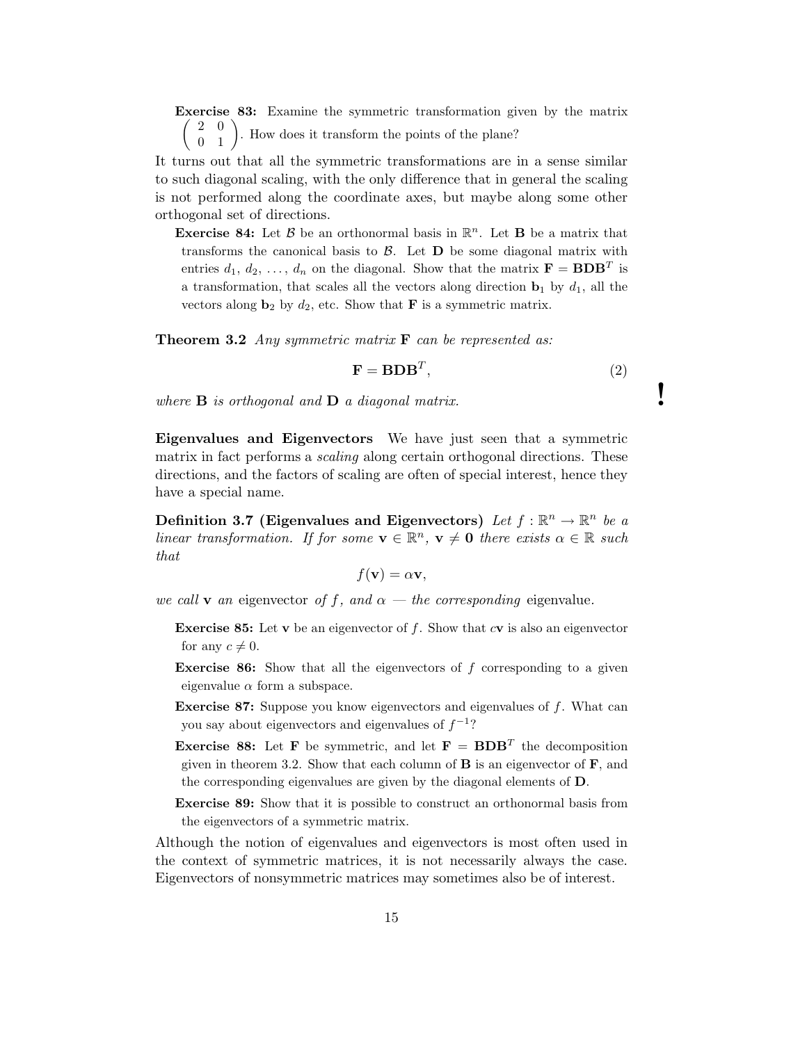**Exercise 83:** Examine the symmetric transformation given by the matrix $\begin{pmatrix} 2 & 0 \\ 0 & 1 \end{pmatrix}$. How does it transform the points of the plane?

It turns out that all the symmetric transformations are in a sense similar to such diagonal scaling, with the only difference that in general the scaling is not performed along the coordinate axes, but maybe along some other orthogonal set of directions.

**Exercise 84:** Let $\mathcal{B}$ be an orthonormal basis in $\mathbb{R}^n$. Let $\mathbf{B}$ be a matrix that transforms the canonical basis to $\mathcal{B}$. Let $\mathbf{D}$ be some diagonal matrix with entries $d_1, d_2, \ldots, d_n$ on the diagonal. Show that the matrix $\mathbf{F} = \mathbf{B}\mathbf{D}\mathbf{B}^T$ is a transformation, that scales all the vectors along direction $\mathbf{b}_1$ by $d_1$, all the vectors along $\mathbf{b}_2$ by $d_2$, etc. Show that $\mathbf{F}$ is a symmetric matrix.

**Theorem 3.2** *Any symmetric matrix* $\mathbf{F}$ *can be represented as:*

$$\mathbf{F} = \mathbf{B}\mathbf{D}\mathbf{B}^T, \tag{2}$$

*where* $\mathbf{B}$ *is orthogonal and* $\mathbf{D}$ *a diagonal matrix.*

!

**Eigenvalues and Eigenvectors** We have just seen that a symmetric matrix in fact performs a *scaling* along certain orthogonal directions. These directions, and the factors of scaling are often of special interest, hence they have a special name.

**Definition 3.7 (Eigenvalues and Eigenvectors)** *Let* $f : \mathbb{R}^n \to \mathbb{R}^n$ *be a linear transformation. If for some* $\mathbf{v} \in \mathbb{R}^n$, $\mathbf{v} \neq \mathbf{0}$ *there exists* $\alpha \in \mathbb{R}$ *such that*

$$f(\mathbf{v}) = \alpha\mathbf{v},$$

*we call* $\mathbf{v}$ *an* eigenvector *of* $f$*, and* $\alpha$ *— the corresponding* eigenvalue.

**Exercise 85:** Let $\mathbf{v}$ be an eigenvector of $f$. Show that $c\mathbf{v}$ is also an eigenvector for any $c \neq 0$.

**Exercise 86:** Show that all the eigenvectors of $f$ corresponding to a given eigenvalue $\alpha$ form a subspace.

**Exercise 87:** Suppose you know eigenvectors and eigenvalues of $f$. What can you say about eigenvectors and eigenvalues of $f^{-1}$?

**Exercise 88:** Let $\mathbf{F}$ be symmetric, and let $\mathbf{F} = \mathbf{B}\mathbf{D}\mathbf{B}^T$ the decomposition given in theorem 3.2. Show that each column of $\mathbf{B}$ is an eigenvector of $\mathbf{F}$, and the corresponding eigenvalues are given by the diagonal elements of $\mathbf{D}$.

**Exercise 89:** Show that it is possible to construct an orthonormal basis from the eigenvectors of a symmetric matrix.

Although the notion of eigenvalues and eigenvectors is most often used in the context of symmetric matrices, it is not necessarily always the case. Eigenvectors of nonsymmetric matrices may sometimes also be of interest.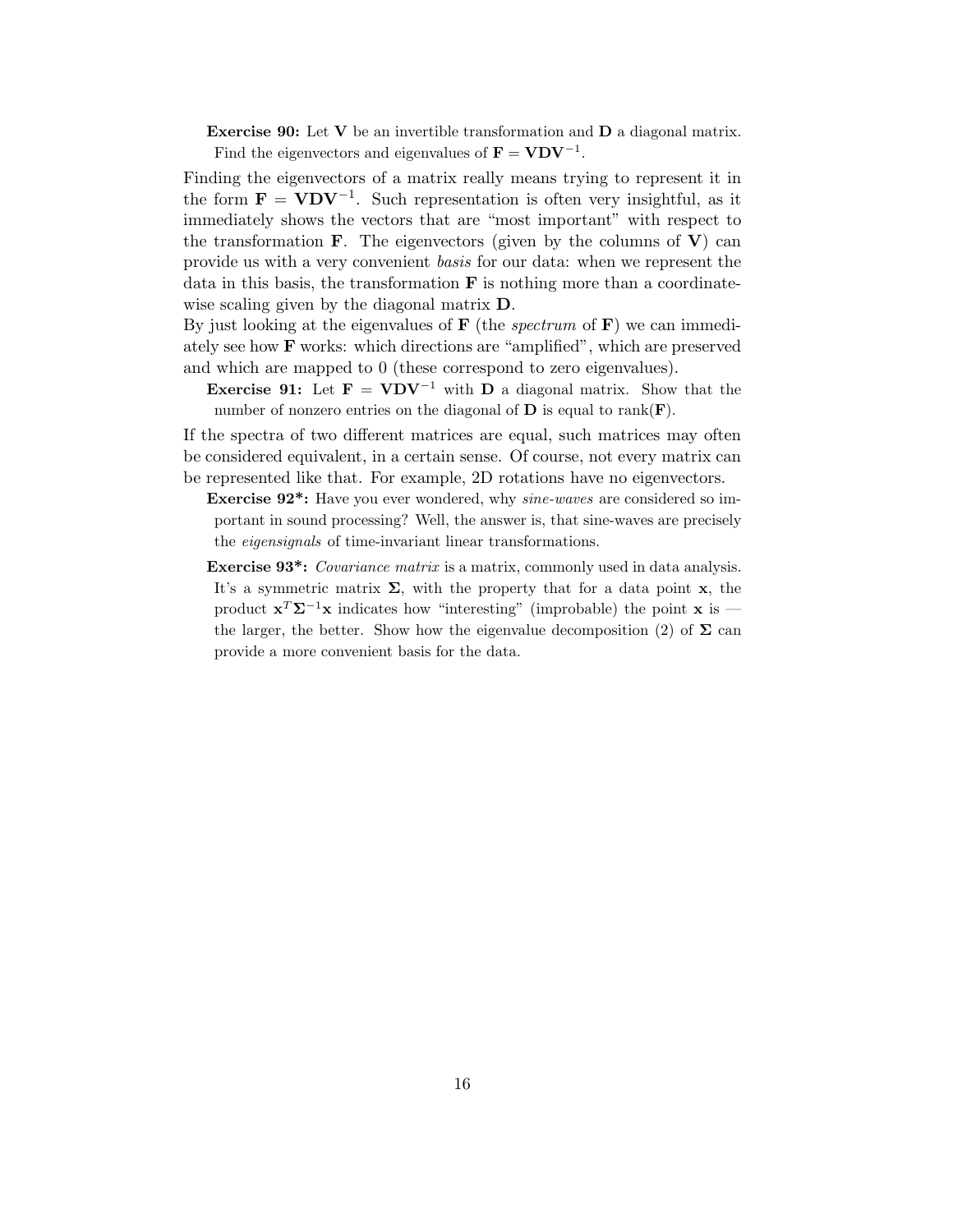**Exercise 90:** Let $\mathbf{V}$ be an invertible transformation and $\mathbf{D}$ a diagonal matrix. Find the eigenvectors and eigenvalues of $\mathbf{F} = \mathbf{V}\mathbf{D}\mathbf{V}^{-1}$.

Finding the eigenvectors of a matrix really means trying to represent it in the form $\mathbf{F} = \mathbf{V}\mathbf{D}\mathbf{V}^{-1}$. Such representation is often very insightful, as it immediately shows the vectors that are "most important" with respect to the transformation $\mathbf{F}$. The eigenvectors (given by the columns of $\mathbf{V}$) can provide us with a very convenient *basis* for our data: when we represent the data in this basis, the transformation $\mathbf{F}$ is nothing more than a coordinate-wise scaling given by the diagonal matrix $\mathbf{D}$.

By just looking at the eigenvalues of $\mathbf{F}$ (the *spectrum* of $\mathbf{F}$) we can immediately see how $\mathbf{F}$ works: which directions are "amplified", which are preserved and which are mapped to 0 (these correspond to zero eigenvalues).

**Exercise 91:** Let $\mathbf{F} = \mathbf{V}\mathbf{D}\mathbf{V}^{-1}$ with $\mathbf{D}$ a diagonal matrix. Show that the number of nonzero entries on the diagonal of $\mathbf{D}$ is equal to $\text{rank}(\mathbf{F})$.

If the spectra of two different matrices are equal, such matrices may often be considered equivalent, in a certain sense. Of course, not every matrix can be represented like that. For example, 2D rotations have no eigenvectors.

**Exercise 92*:** Have you ever wondered, why *sine-waves* are considered so important in sound processing? Well, the answer is, that sine-waves are precisely the *eigensignals* of time-invariant linear transformations.

**Exercise 93*:** *Covariance matrix* is a matrix, commonly used in data analysis. It's a symmetric matrix $\mathbf{\Sigma}$, with the property that for a data point $\mathbf{x}$, the product $\mathbf{x}^T\mathbf{\Sigma}^{-1}\mathbf{x}$ indicates how "interesting" (improbable) the point $\mathbf{x}$ is — the larger, the better. Show how the eigenvalue decomposition (2) of $\mathbf{\Sigma}$ can provide a more convenient basis for the data.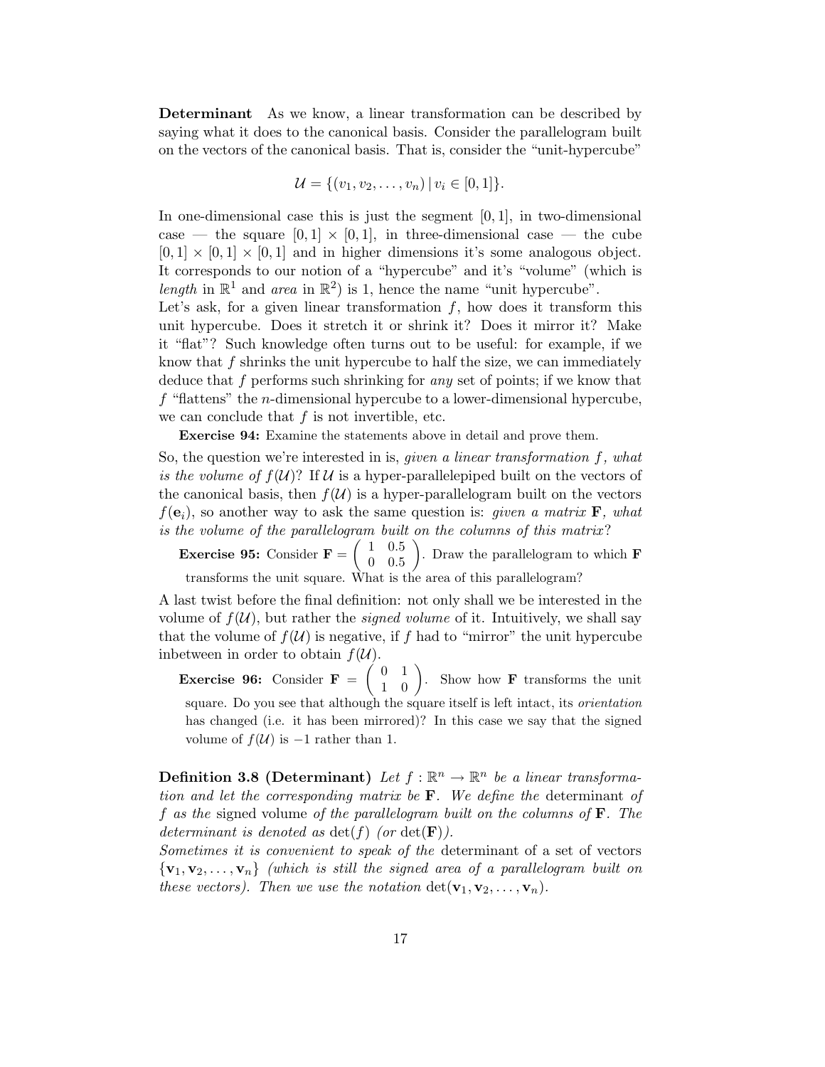**Determinant** As we know, a linear transformation can be described by saying what it does to the canonical basis. Consider the parallelogram built on the vectors of the canonical basis. That is, consider the "unit-hypercube"

$$\mathcal{U} = \{(v_1, v_2, \ldots, v_n) \,|\, v_i \in [0, 1]\}.$$

In one-dimensional case this is just the segment $[0, 1]$, in two-dimensional case — the square $[0, 1] \times [0, 1]$, in three-dimensional case — the cube $[0, 1] \times [0, 1] \times [0, 1]$ and in higher dimensions it's some analogous object. It corresponds to our notion of a "hypercube" and it's "volume" (which is *length* in $\mathbb{R}^1$ and *area* in $\mathbb{R}^2$) is 1, hence the name "unit hypercube".

Let's ask, for a given linear transformation $f$, how does it transform this unit hypercube. Does it stretch it or shrink it? Does it mirror it? Make it "flat"? Such knowledge often turns out to be useful: for example, if we know that $f$ shrinks the unit hypercube to half the size, we can immediately deduce that $f$ performs such shrinking for *any* set of points; if we know that $f$ "flattens" the $n$-dimensional hypercube to a lower-dimensional hypercube, we can conclude that $f$ is not invertible, etc.

**Exercise 94:** Examine the statements above in detail and prove them.

So, the question we're interested in is, *given a linear transformation* $f$*, what is the volume of* $f(\mathcal{U})$? If $\mathcal{U}$ is a hyper-parallelepiped built on the vectors of the canonical basis, then $f(\mathcal{U})$ is a hyper-parallelogram built on the vectors $f(\mathbf{e}_i)$, so another way to ask the same question is: *given a matrix* $\mathbf{F}$*, what is the volume of the parallelogram built on the columns of this matrix*?

**Exercise 95:** Consider $\mathbf{F} = \begin{pmatrix} 1 & 0.5 \\ 0 & 0.5 \end{pmatrix}$. Draw the parallelogram to which $\mathbf{F}$ transforms the unit square. What is the area of this parallelogram?

A last twist before the final definition: not only shall we be interested in the volume of $f(\mathcal{U})$, but rather the *signed volume* of it. Intuitively, we shall say that the volume of $f(\mathcal{U})$ is negative, if $f$ had to "mirror" the unit hypercube inbetween in order to obtain $f(\mathcal{U})$.

**Exercise 96:** Consider $\mathbf{F} = \begin{pmatrix} 0 & 1 \\ 1 & 0 \end{pmatrix}$. Show how $\mathbf{F}$ transforms the unit square. Do you see that although the square itself is left intact, its *orientation* has changed (i.e. it has been mirrored)? In this case we say that the signed volume of $f(\mathcal{U})$ is $-1$ rather than 1.

**Definition 3.8 (Determinant)** *Let* $f : \mathbb{R}^n \to \mathbb{R}^n$ *be a linear transformation and let the corresponding matrix be* $\mathbf{F}$*. We define the* determinant *of* $f$ *as the* signed volume *of the parallelogram built on the columns of* $\mathbf{F}$*. The determinant is denoted as* $\det(f)$ *(or* $\det(\mathbf{F})$*).*

*Sometimes it is convenient to speak of the* determinant of a set of vectors $\{\mathbf{v}_1, \mathbf{v}_2, \ldots, \mathbf{v}_n\}$ *(which is still the signed area of a parallelogram built on these vectors). Then we use the notation* $\det(\mathbf{v}_1, \mathbf{v}_2, \ldots, \mathbf{v}_n)$*.*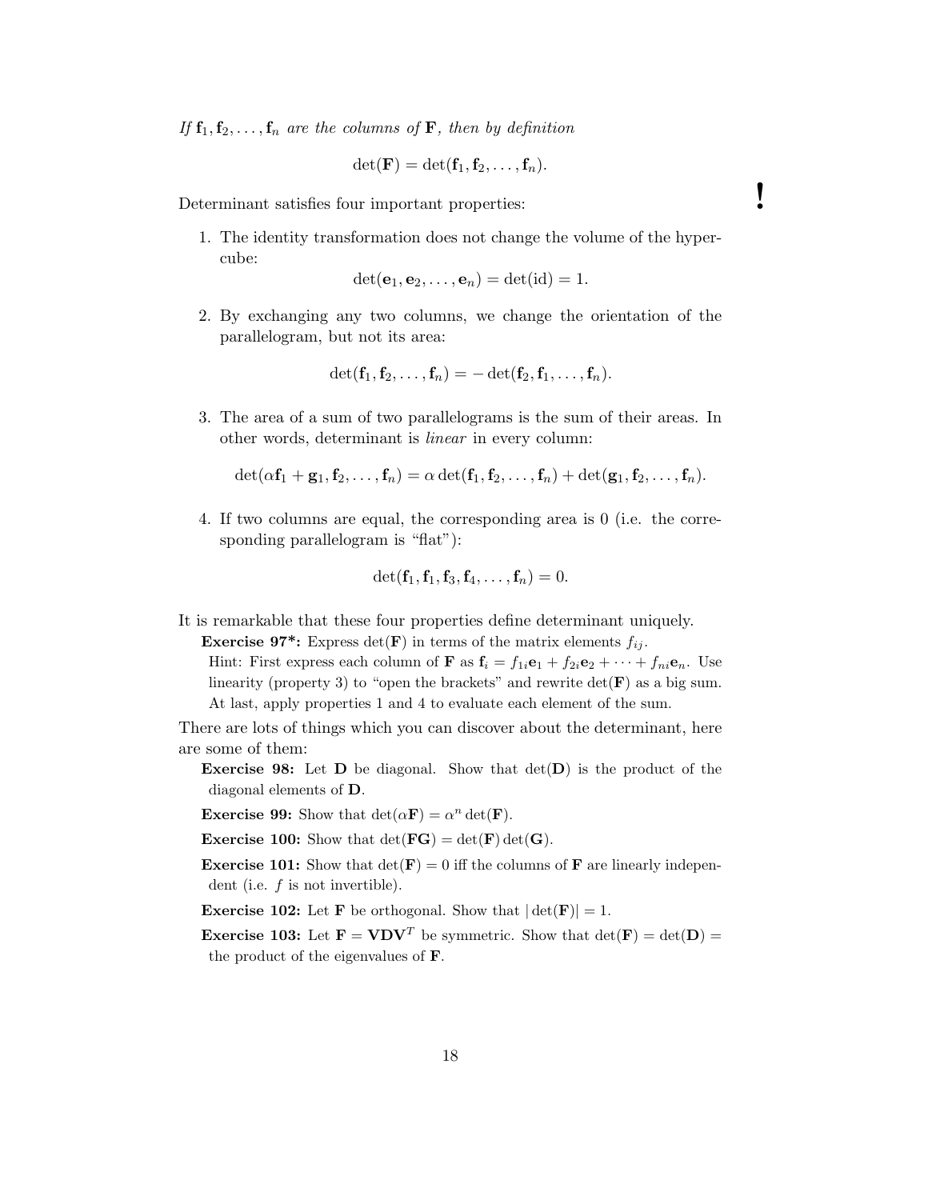*If $\mathbf{f}_1, \mathbf{f}_2, \ldots, \mathbf{f}_n$ are the columns of $\mathbf{F}$, then by definition*

$$\det(\mathbf{F}) = \det(\mathbf{f}_1, \mathbf{f}_2, \ldots, \mathbf{f}_n).$$

!

Determinant satisfies four important properties:

1. The identity transformation does not change the volume of the hypercube:

$$\det(\mathbf{e}_1, \mathbf{e}_2, \ldots, \mathbf{e}_n) = \det(\mathrm{id}) = 1.$$

2. By exchanging any two columns, we change the orientation of the parallelogram, but not its area:

$$\det(\mathbf{f}_1, \mathbf{f}_2, \ldots, \mathbf{f}_n) = -\det(\mathbf{f}_2, \mathbf{f}_1, \ldots, \mathbf{f}_n).$$

3. The area of a sum of two parallelograms is the sum of their areas. In other words, determinant is *linear* in every column:

$$\det(\alpha \mathbf{f}_1 + \mathbf{g}_1, \mathbf{f}_2, \ldots, \mathbf{f}_n) = \alpha \det(\mathbf{f}_1, \mathbf{f}_2, \ldots, \mathbf{f}_n) + \det(\mathbf{g}_1, \mathbf{f}_2, \ldots, \mathbf{f}_n).$$

4. If two columns are equal, the corresponding area is 0 (i.e. the corresponding parallelogram is "flat"):

$$\det(\mathbf{f}_1, \mathbf{f}_1, \mathbf{f}_3, \mathbf{f}_4, \ldots, \mathbf{f}_n) = 0.$$

It is remarkable that these four properties define determinant uniquely.

**Exercise 97*:** Express $\det(\mathbf{F})$ in terms of the matrix elements $f_{ij}$.
Hint: First express each column of $\mathbf{F}$ as $\mathbf{f}_i = f_{1i}\mathbf{e}_1 + f_{2i}\mathbf{e}_2 + \cdots + f_{ni}\mathbf{e}_n$. Use linearity (property 3) to "open the brackets" and rewrite $\det(\mathbf{F})$ as a big sum. At last, apply properties 1 and 4 to evaluate each element of the sum.

There are lots of things which you can discover about the determinant, here are some of them:

**Exercise 98:** Let $\mathbf{D}$ be diagonal. Show that $\det(\mathbf{D})$ is the product of the diagonal elements of $\mathbf{D}$.

**Exercise 99:** Show that $\det(\alpha \mathbf{F}) = \alpha^n \det(\mathbf{F})$.

**Exercise 100:** Show that $\det(\mathbf{FG}) = \det(\mathbf{F}) \det(\mathbf{G})$.

**Exercise 101:** Show that $\det(\mathbf{F}) = 0$ iff the columns of $\mathbf{F}$ are linearly independent (i.e. $f$ is not invertible).

**Exercise 102:** Let $\mathbf{F}$ be orthogonal. Show that $|\det(\mathbf{F})| = 1$.

**Exercise 103:** Let $\mathbf{F} = \mathbf{VDV}^T$ be symmetric. Show that $\det(\mathbf{F}) = \det(\mathbf{D}) =$ the product of the eigenvalues of $\mathbf{F}$.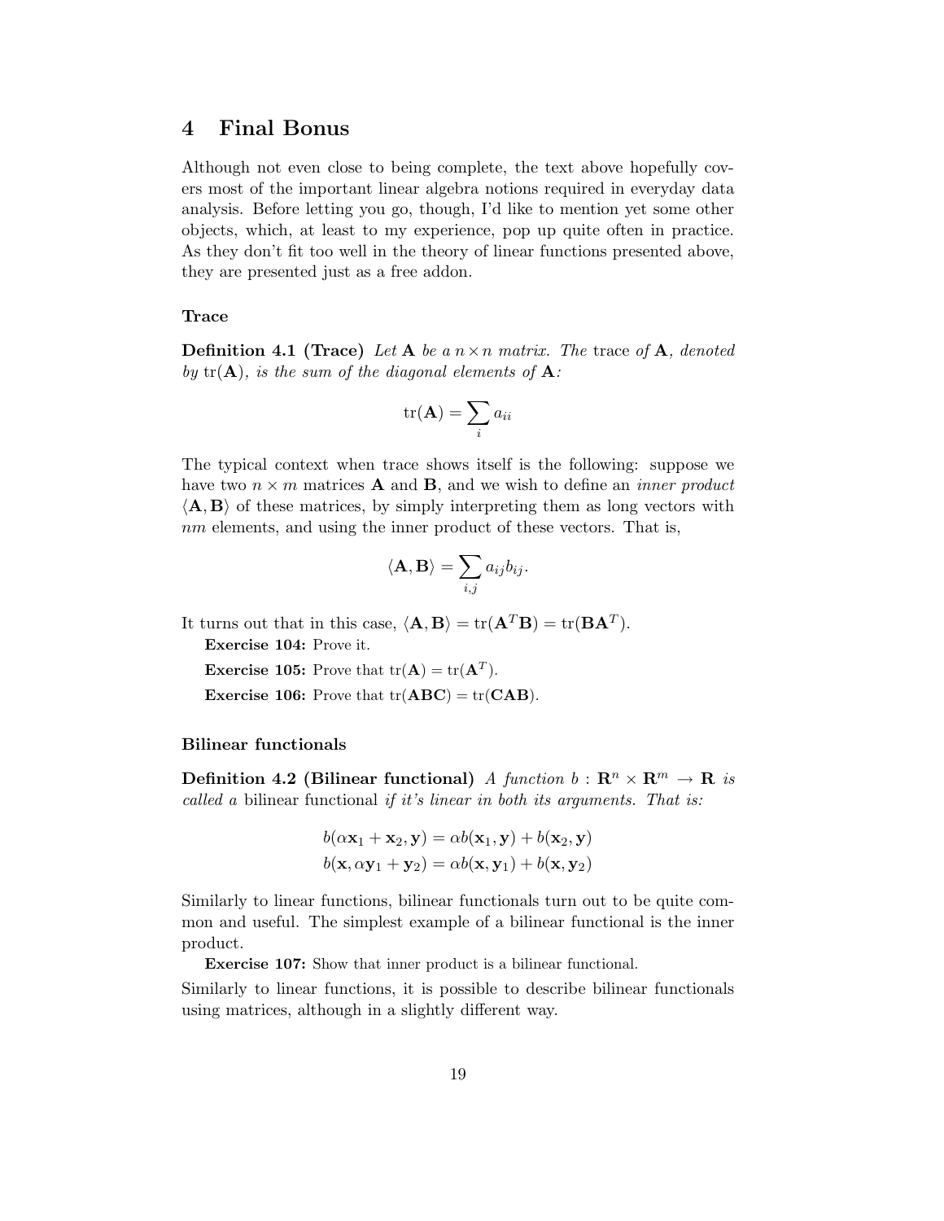## 4 Final Bonus

Although not even close to being complete, the text above hopefully covers most of the important linear algebra notions required in everyday data analysis. Before letting you go, though, I'd like to mention yet some other objects, which, at least to my experience, pop up quite often in practice. As they don't fit too well in the theory of linear functions presented above, they are presented just as a free addon.

#### Trace

**Definition 4.1 (Trace)** *Let $\mathbf{A}$ be a $n \times n$ matrix. The* trace *of $\mathbf{A}$, denoted by $\text{tr}(\mathbf{A})$, is the sum of the diagonal elements of $\mathbf{A}$:*

$$\text{tr}(\mathbf{A}) = \sum_i a_{ii}$$

The typical context when trace shows itself is the following: suppose we have two $n \times m$ matrices $\mathbf{A}$ and $\mathbf{B}$, and we wish to define an *inner product* $\langle \mathbf{A}, \mathbf{B} \rangle$ of these matrices, by simply interpreting them as long vectors with $nm$ elements, and using the inner product of these vectors. That is,

$$\langle \mathbf{A}, \mathbf{B} \rangle = \sum_{i,j} a_{ij} b_{ij}.$$

It turns out that in this case, $\langle \mathbf{A}, \mathbf{B} \rangle = \text{tr}(\mathbf{A}^T\mathbf{B}) = \text{tr}(\mathbf{B}\mathbf{A}^T)$.

**Exercise 104:** Prove it.

**Exercise 105:** Prove that $\text{tr}(\mathbf{A}) = \text{tr}(\mathbf{A}^T)$.

**Exercise 106:** Prove that $\text{tr}(\mathbf{ABC}) = \text{tr}(\mathbf{CAB})$.

#### Bilinear functionals

**Definition 4.2 (Bilinear functional)** *A function $b : \mathbf{R}^n \times \mathbf{R}^m \to \mathbf{R}$ is called a* bilinear functional *if it's linear in both its arguments. That is:*

$$b(\alpha\mathbf{x}_1 + \mathbf{x}_2, \mathbf{y}) = \alpha b(\mathbf{x}_1, \mathbf{y}) + b(\mathbf{x}_2, \mathbf{y})$$
$$b(\mathbf{x}, \alpha\mathbf{y}_1 + \mathbf{y}_2) = \alpha b(\mathbf{x}, \mathbf{y}_1) + b(\mathbf{x}, \mathbf{y}_2)$$

Similarly to linear functions, bilinear functionals turn out to be quite common and useful. The simplest example of a bilinear functional is the inner product.

**Exercise 107:** Show that inner product is a bilinear functional.

Similarly to linear functions, it is possible to describe bilinear functionals using matrices, although in a slightly different way.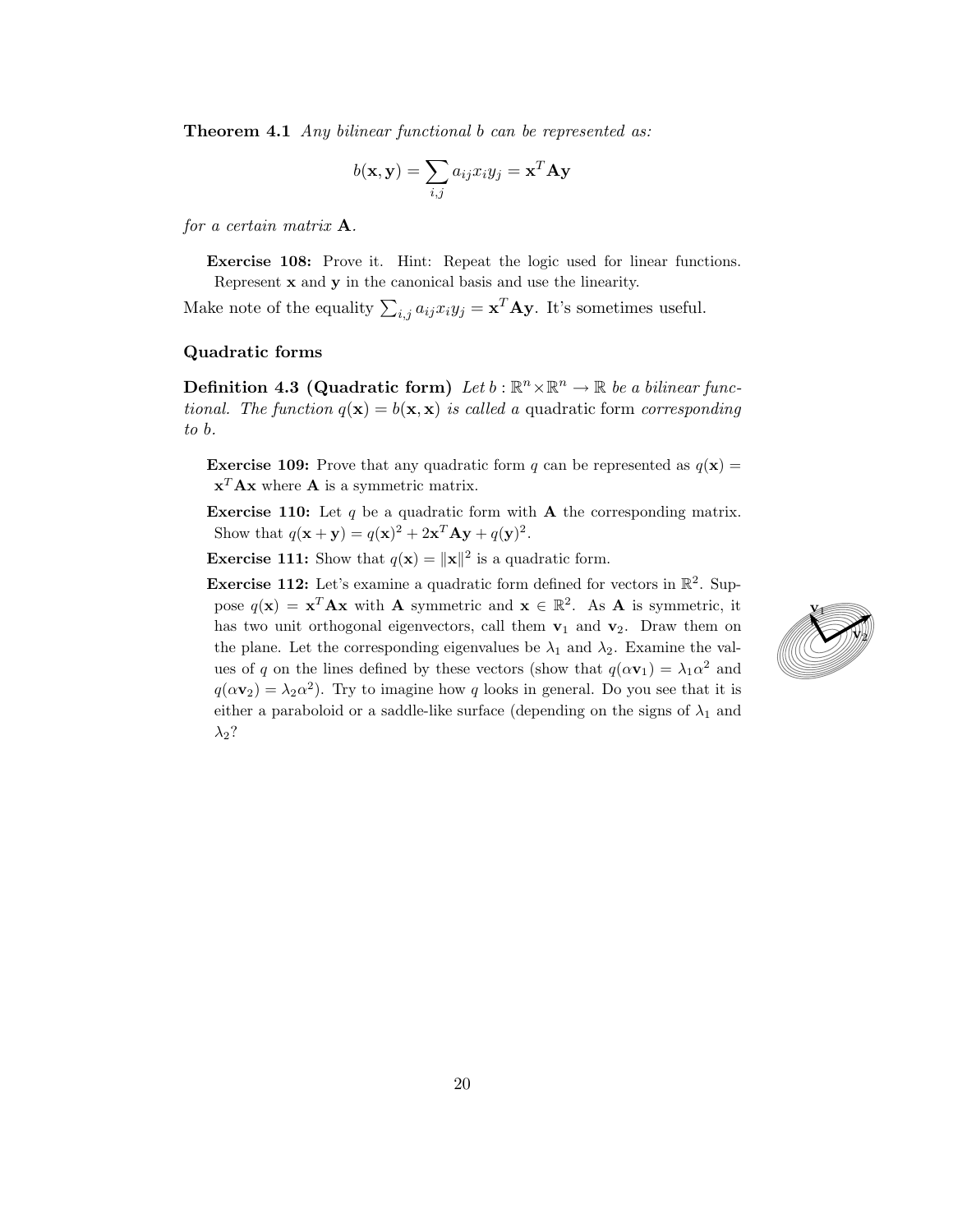**Theorem 4.1** *Any bilinear functional b can be represented as:*

$$b(\mathbf{x}, \mathbf{y}) = \sum_{i,j} a_{ij} x_i y_j = \mathbf{x}^T \mathbf{A} \mathbf{y}$$

*for a certain matrix* $\mathbf{A}$.

> **Exercise 108:** Prove it. Hint: Repeat the logic used for linear functions. Represent $\mathbf{x}$ and $\mathbf{y}$ in the canonical basis and use the linearity.

Make note of the equality $\sum_{i,j} a_{ij} x_i y_j = \mathbf{x}^T \mathbf{A} \mathbf{y}$. It's sometimes useful.

### Quadratic forms

**Definition 4.3 (Quadratic form)** *Let* $b : \mathbb{R}^n \times \mathbb{R}^n \to \mathbb{R}$ *be a bilinear functional. The function* $q(\mathbf{x}) = b(\mathbf{x}, \mathbf{x})$ *is called a* quadratic form *corresponding to b.*

> **Exercise 109:** Prove that any quadratic form $q$ can be represented as $q(\mathbf{x}) = \mathbf{x}^T \mathbf{A} \mathbf{x}$ where $\mathbf{A}$ is a symmetric matrix.

> **Exercise 110:** Let $q$ be a quadratic form with $\mathbf{A}$ the corresponding matrix. Show that $q(\mathbf{x} + \mathbf{y}) = q(\mathbf{x})^2 + 2\mathbf{x}^T \mathbf{A} \mathbf{y} + q(\mathbf{y})^2$.

> **Exercise 111:** Show that $q(\mathbf{x}) = \|\mathbf{x}\|^2$ is a quadratic form.

> **Exercise 112:** Let's examine a quadratic form defined for vectors in $\mathbb{R}^2$. Suppose $q(\mathbf{x}) = \mathbf{x}^T \mathbf{A} \mathbf{x}$ with $\mathbf{A}$ symmetric and $\mathbf{x} \in \mathbb{R}^2$. As $\mathbf{A}$ is symmetric, it has two unit orthogonal eigenvectors, call them $\mathbf{v}_1$ and $\mathbf{v}_2$. Draw them on the plane. Let the corresponding eigenvalues be $\lambda_1$ and $\lambda_2$. Examine the values of $q$ on the lines defined by these vectors (show that $q(\alpha \mathbf{v}_1) = \lambda_1 \alpha^2$ and $q(\alpha \mathbf{v}_2) = \lambda_2 \alpha^2$). Try to imagine how $q$ looks in general. Do you see that it is either a paraboloid or a saddle-like surface (depending on the signs of $\lambda_1$ and $\lambda_2$?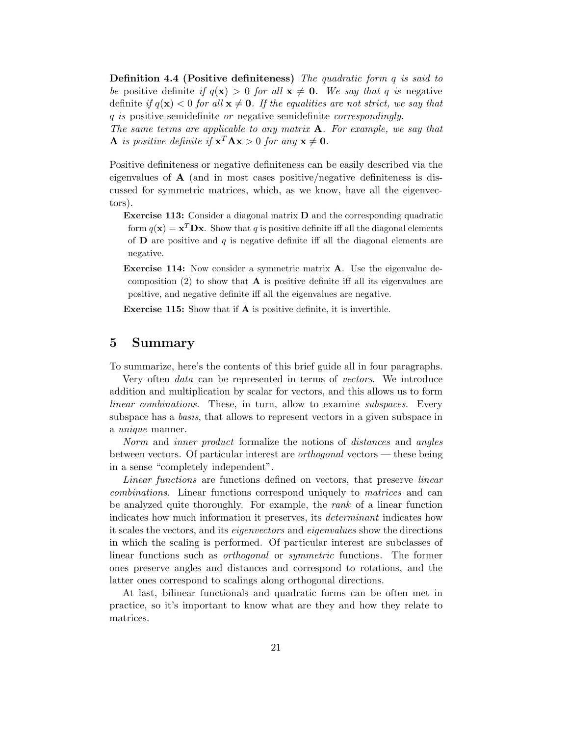**Definition 4.4 (Positive definiteness)** *The quadratic form $q$ is said to be* positive definite *if $q(\mathbf{x}) > 0$ for all $\mathbf{x} \neq \mathbf{0}$. We say that $q$ is* negative definite *if $q(\mathbf{x}) < 0$ for all $\mathbf{x} \neq \mathbf{0}$. If the equalities are not strict, we say that $q$ is* positive semidefinite *or* negative semidefinite *correspondingly.*
*The same terms are applicable to any matrix $\mathbf{A}$. For example, we say that $\mathbf{A}$ is positive definite if $\mathbf{x}^T\mathbf{A}\mathbf{x} > 0$ for any $\mathbf{x} \neq \mathbf{0}$.*

Positive definiteness or negative definiteness can be easily described via the eigenvalues of $\mathbf{A}$ (and in most cases positive/negative definiteness is discussed for symmetric matrices, which, as we know, have all the eigenvectors).

**Exercise 113:** Consider a diagonal matrix $\mathbf{D}$ and the corresponding quadratic form $q(\mathbf{x}) = \mathbf{x}^T\mathbf{D}\mathbf{x}$. Show that $q$ is positive definite iff all the diagonal elements of $\mathbf{D}$ are positive and $q$ is negative definite iff all the diagonal elements are negative.

**Exercise 114:** Now consider a symmetric matrix $\mathbf{A}$. Use the eigenvalue decomposition (2) to show that $\mathbf{A}$ is positive definite iff all its eigenvalues are positive, and negative definite iff all the eigenvalues are negative.

**Exercise 115:** Show that if $\mathbf{A}$ is positive definite, it is invertible.

## 5 Summary

To summarize, here's the contents of this brief guide all in four paragraphs.

Very often *data* can be represented in terms of *vectors*. We introduce addition and multiplication by scalar for vectors, and this allows us to form *linear combinations*. These, in turn, allow to examine *subspaces*. Every subspace has a *basis*, that allows to represent vectors in a given subspace in a *unique* manner.

*Norm* and *inner product* formalize the notions of *distances* and *angles* between vectors. Of particular interest are *orthogonal* vectors — these being in a sense "completely independent".

*Linear functions* are functions defined on vectors, that preserve *linear combinations*. Linear functions correspond uniquely to *matrices* and can be analyzed quite thoroughly. For example, the *rank* of a linear function indicates how much information it preserves, its *determinant* indicates how it scales the vectors, and its *eigenvectors* and *eigenvalues* show the directions in which the scaling is performed. Of particular interest are subclasses of linear functions such as *orthogonal* or *symmetric* functions. The former ones preserve angles and distances and correspond to rotations, and the latter ones correspond to scalings along orthogonal directions.

At last, bilinear functionals and quadratic forms can be often met in practice, so it's important to know what are they and how they relate to matrices.